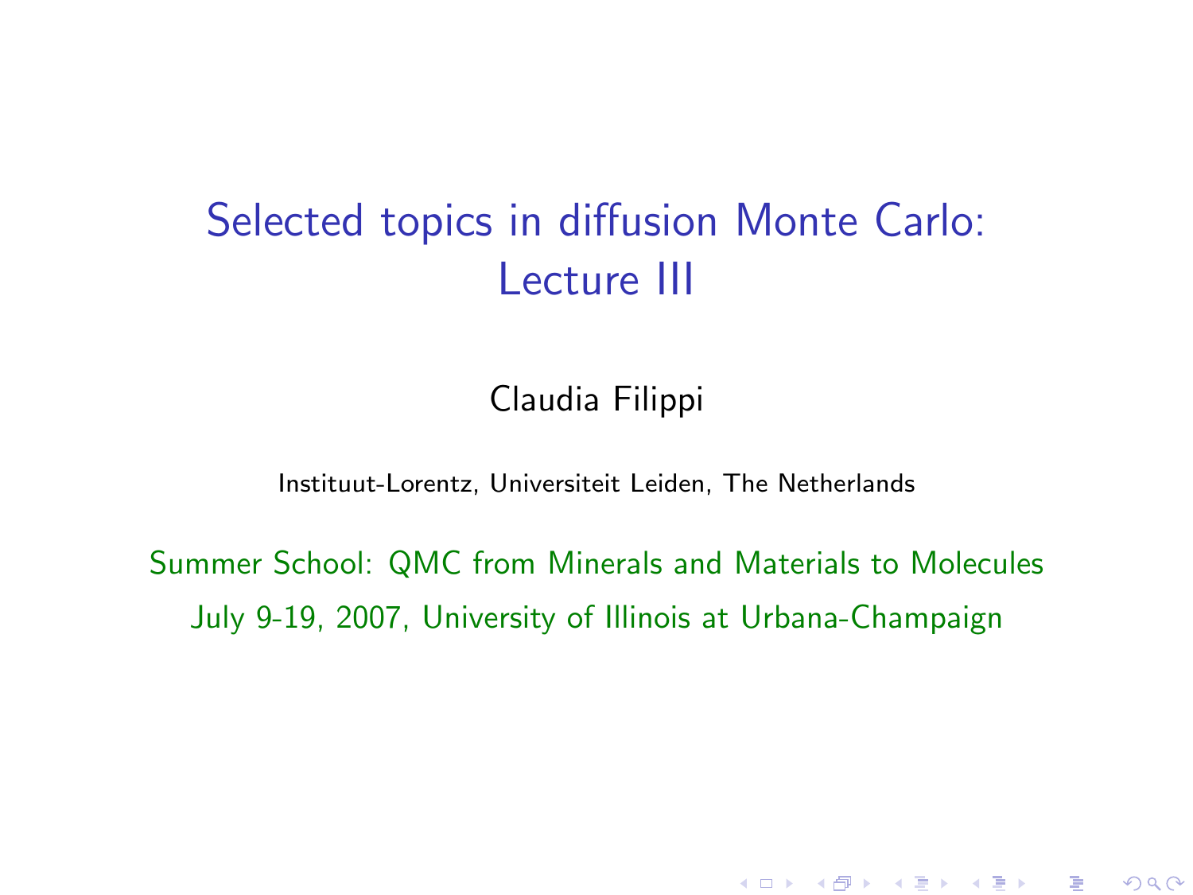# Selected topics in diffusion Monte Carlo: Lecture III

Claudia Filippi

Instituut-Lorentz, Universiteit Leiden, The Netherlands

Summer School: QMC from Minerals and Materials to Molecules

July 9-19, 2007, University of Illinois at Urbana-Champaign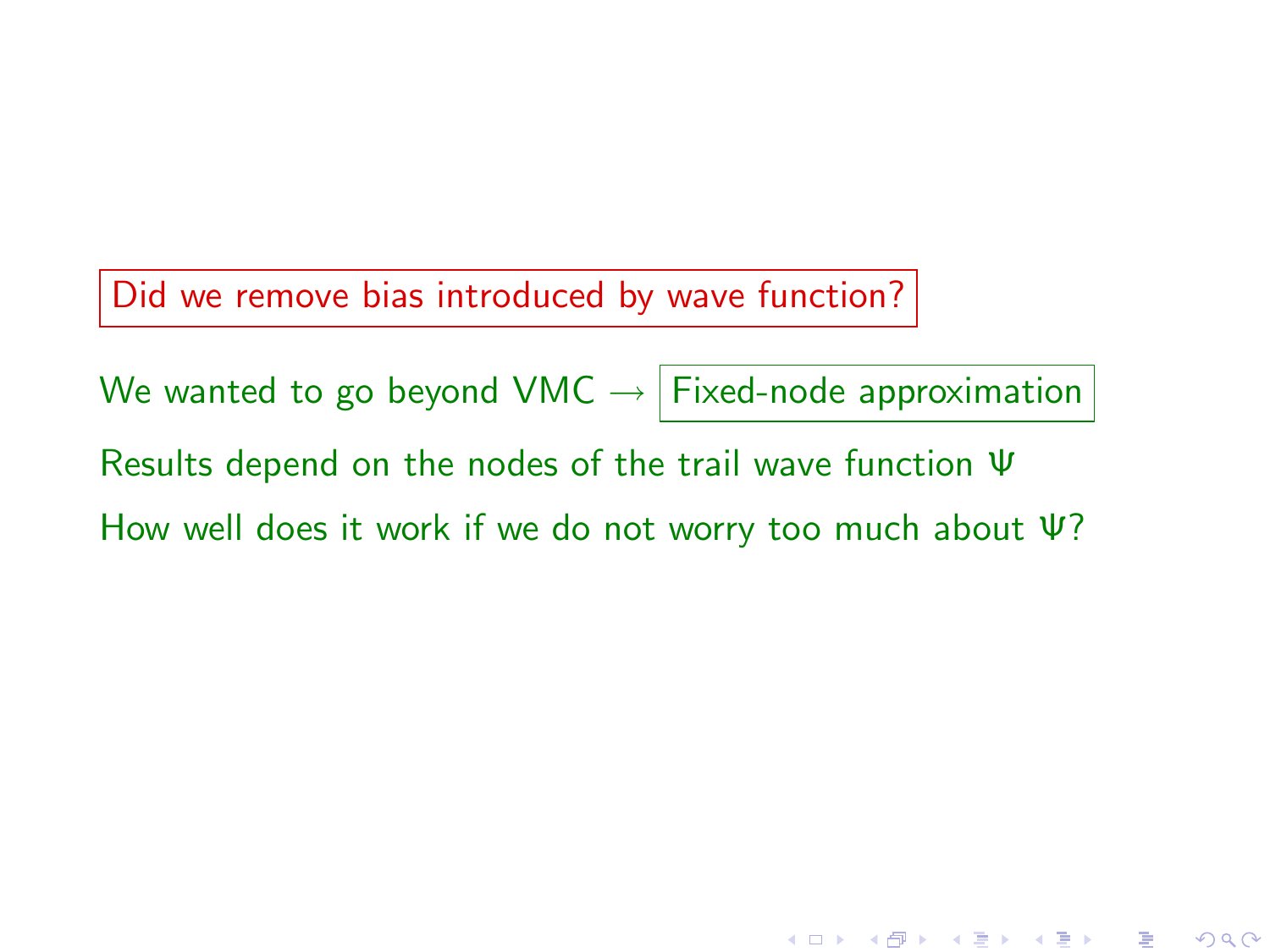Did we remove bias introduced by wave function?

We wanted to go beyond VMC → Fixed-node approximation

Results depend on the nodes of the trail wave function $\Psi$

How well does it work if we do not worry too much about $\Psi$?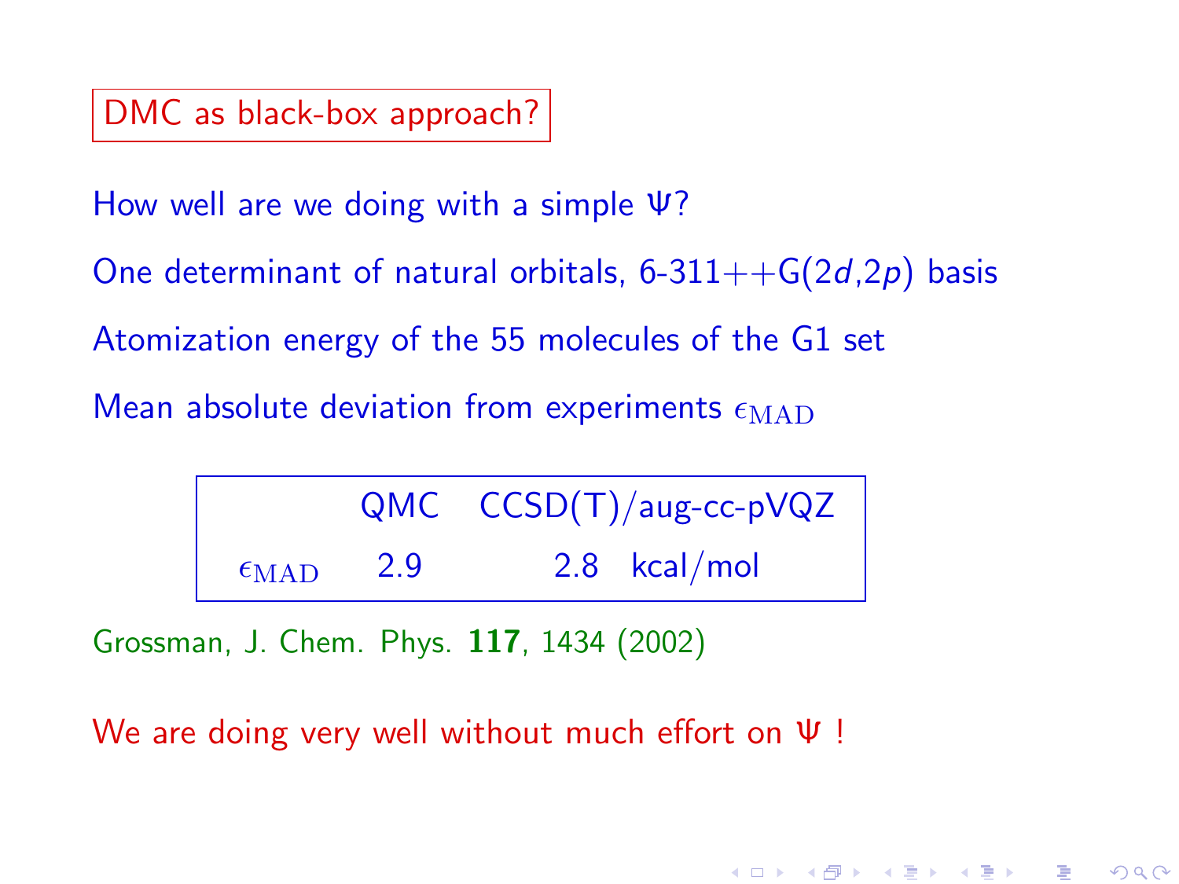## DMC as black-box approach?

How well are we doing with a simple $\Psi$?

One determinant of natural orbitals, 6-311++G(2$d$,2$p$) basis

Atomization energy of the 55 molecules of the G1 set

Mean absolute deviation from experiments $\epsilon_{\rm MAD}$

| | QMC | CCSD(T)/aug-cc-pVQZ | |
|---|---|---|---|
| $\epsilon_{\rm MAD}$ | 2.9 | 2.8 | kcal/mol |

Grossman, J. Chem. Phys. **117**, 1434 (2002)

We are doing very well without much effort on $\Psi$ !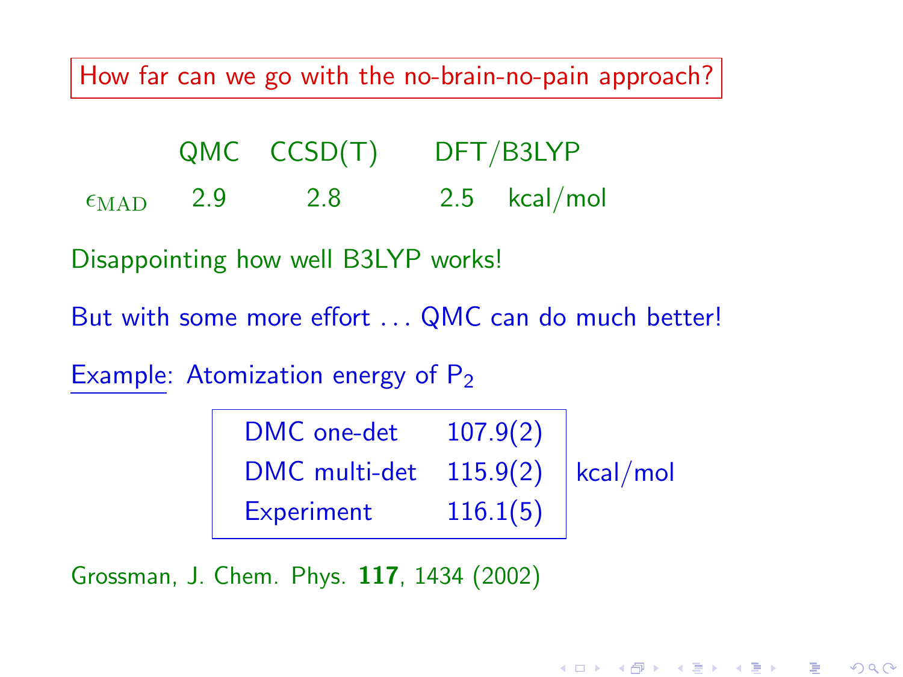How far can we go with the no-brain-no-pain approach?

| | QMC | CCSD(T) | DFT/B3LYP | |
|---|---|---|---|---|
| $\epsilon_{\mathrm{MAD}}$ | 2.9 | 2.8 | 2.5 | kcal/mol |

Disappointing how well B3LYP works!

But with some more effort . . . QMC can do much better!

Example: Atomization energy of $P_2$

| | | |
|---|---|---|
| DMC one-det | 107.9(2) | kcal/mol |
| DMC multi-det | 115.9(2) | kcal/mol |
| Experiment | 116.1(5) | kcal/mol |

Grossman, J. Chem. Phys. **117**, 1434 (2002)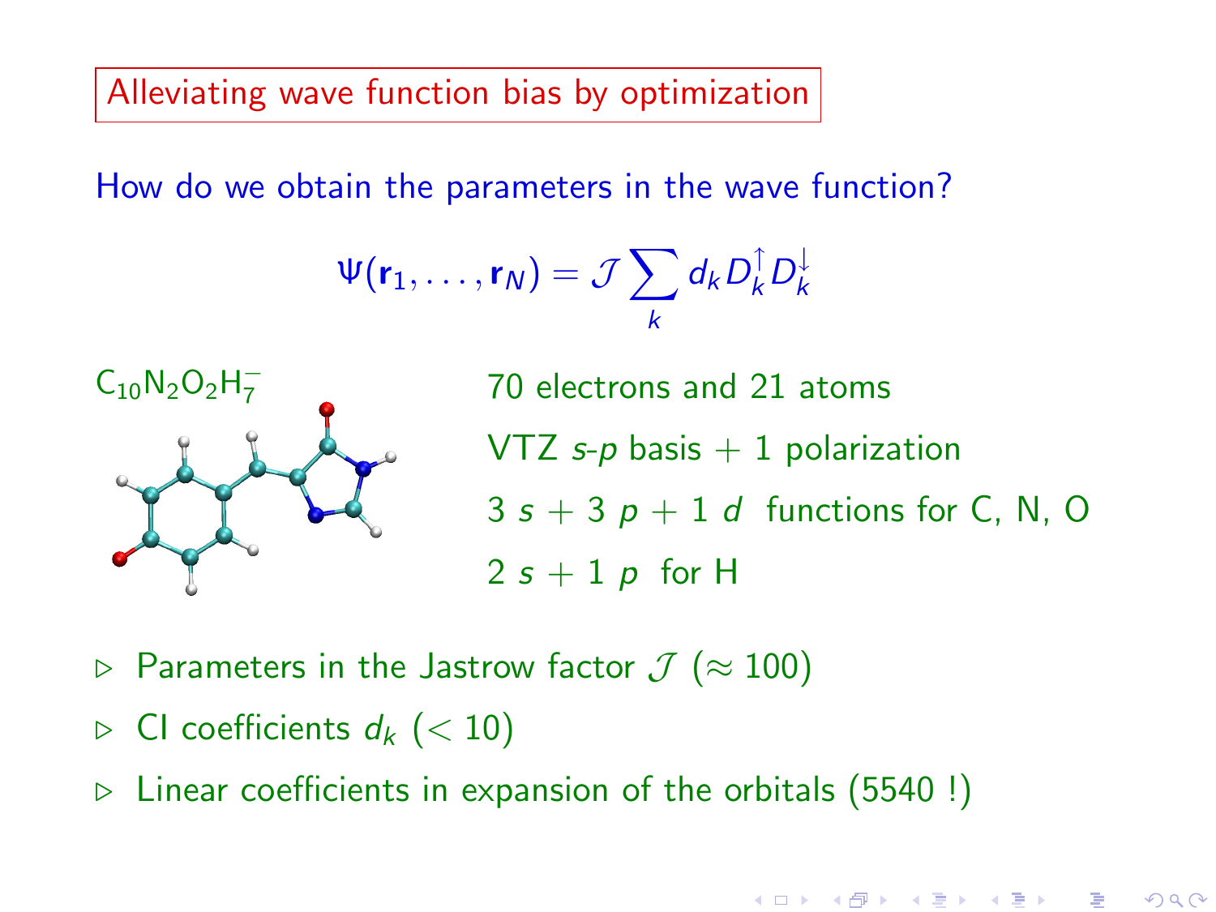## Alleviating wave function bias by optimization

How do we obtain the parameters in the wave function?

$$\Psi(\mathbf{r}_1, \ldots, \mathbf{r}_N) = \mathcal{J} \sum_k d_k D_k^{\uparrow} D_k^{\downarrow}$$

$C_{10}N_2O_2H_7^-$

70 electrons and 21 atoms

VTZ $s$-$p$ basis + 1 polarization

3 $s$ + 3 $p$ + 1 $d$ functions for C, N, O

2 $s$ + 1 $p$ for H

- Parameters in the Jastrow factor $\mathcal{J}$ ($\approx 100$)
- CI coefficients $d_k$ ($< 10$)
- Linear coefficients in expansion of the orbitals (5540 !)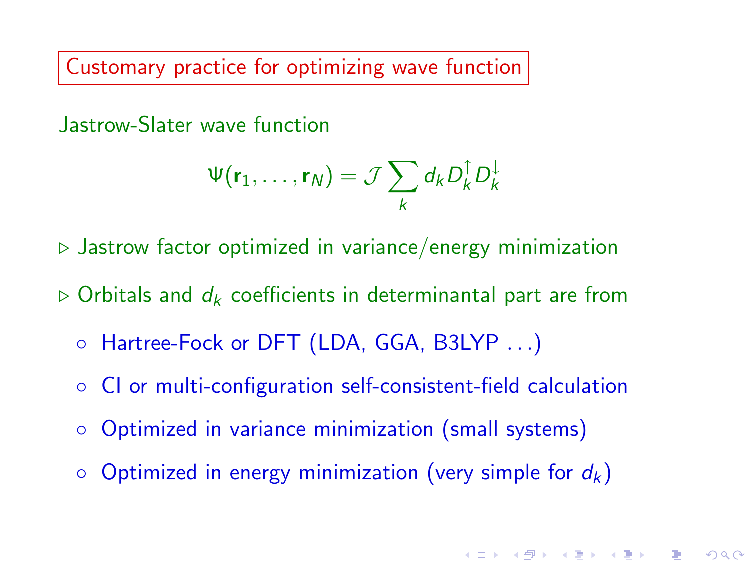## Customary practice for optimizing wave function

Jastrow-Slater wave function

$$\Psi(\mathbf{r}_1, \ldots, \mathbf{r}_N) = \mathcal{J} \sum_k d_k D_k^{\uparrow} D_k^{\downarrow}$$

- ▷ Jastrow factor optimized in variance/energy minimization
- ▷ Orbitals and $d_k$ coefficients in determinantal part are from
  - Hartree-Fock or DFT (LDA, GGA, B3LYP ...)
  - CI or multi-configuration self-consistent-field calculation
  - Optimized in variance minimization (small systems)
  - Optimized in energy minimization (very simple for $d_k$)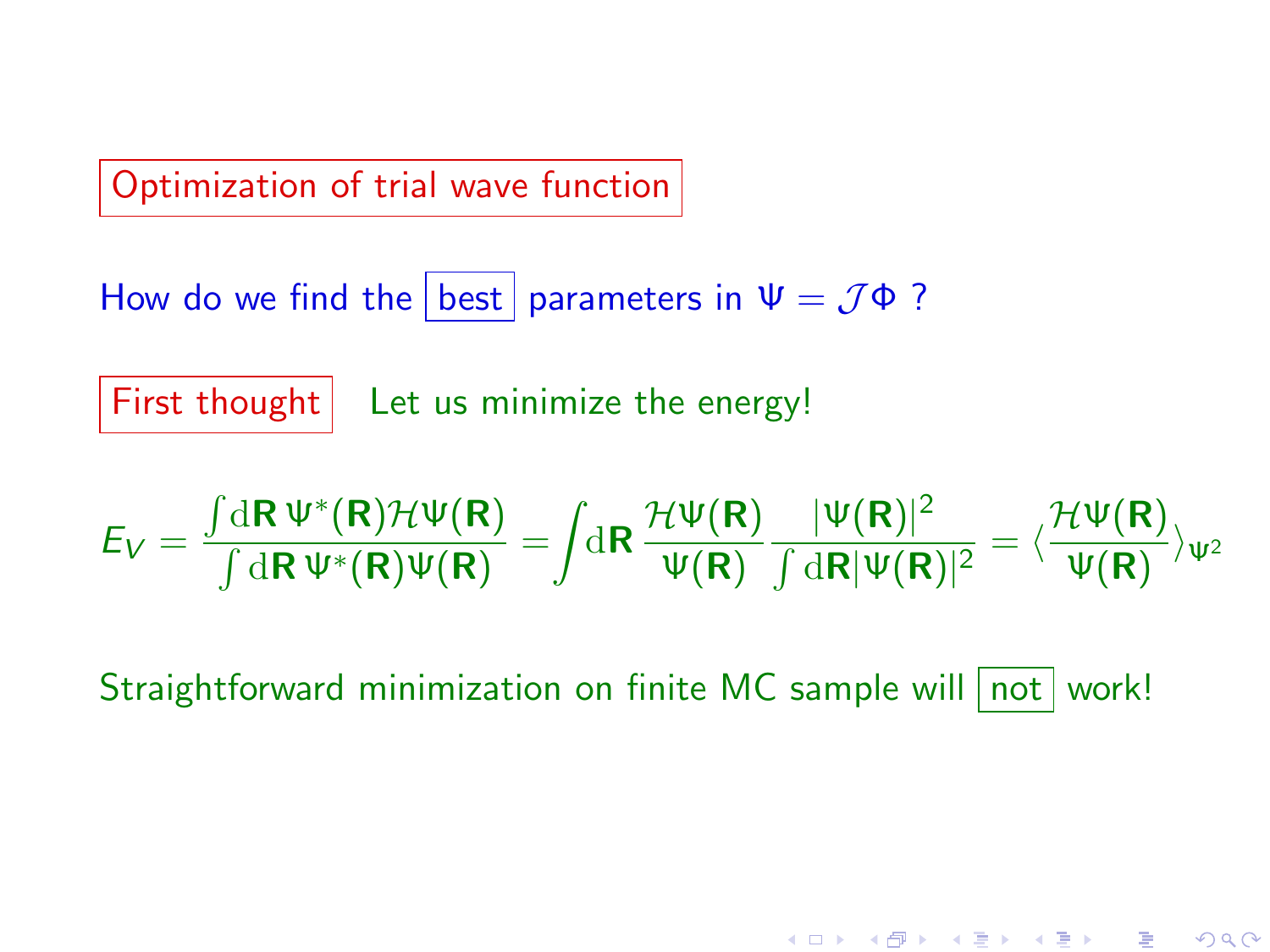## Optimization of trial wave function

How do we find the **best** parameters in $\Psi = \mathcal{J}\Phi$ ?

**First thought** Let us minimize the energy!

$$E_V = \frac{\int \mathrm{d}\mathbf{R}\, \Psi^*(\mathbf{R})\mathcal{H}\Psi(\mathbf{R})}{\int \mathrm{d}\mathbf{R}\, \Psi^*(\mathbf{R})\Psi(\mathbf{R})} = \int \mathrm{d}\mathbf{R}\, \frac{\mathcal{H}\Psi(\mathbf{R})}{\Psi(\mathbf{R})} \frac{|\Psi(\mathbf{R})|^2}{\int \mathrm{d}\mathbf{R} |\Psi(\mathbf{R})|^2} = \langle \frac{\mathcal{H}\Psi(\mathbf{R})}{\Psi(\mathbf{R})} \rangle_{\Psi^2}$$

Straightforward minimization on finite MC sample will **not** work!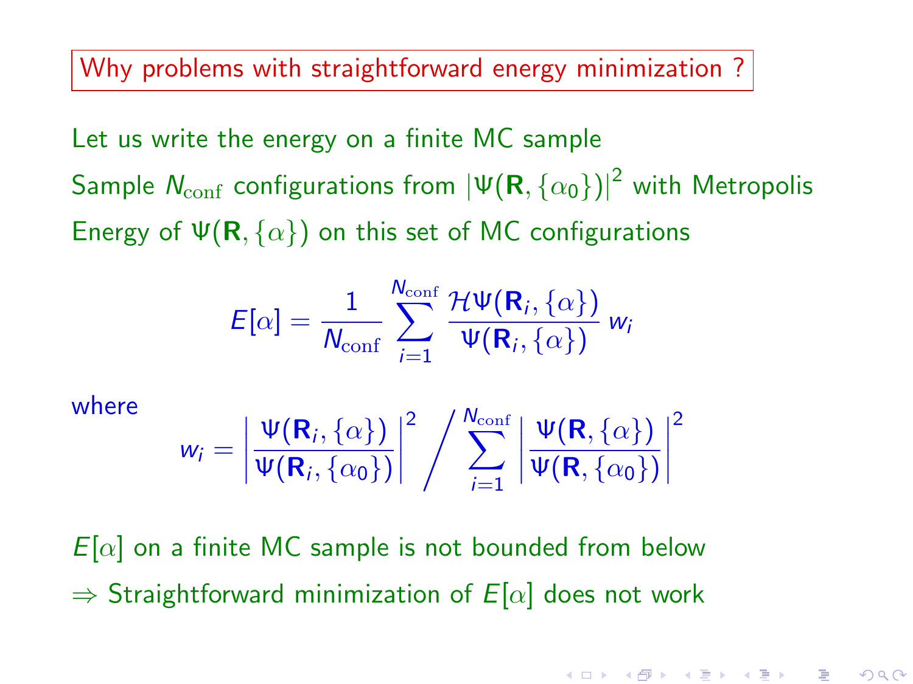## Why problems with straightforward energy minimization ?

Let us write the energy on a finite MC sample

Sample $N_{\rm conf}$ configurations from $|\Psi(\mathbf{R},\{\alpha_0\})|^2$ with Metropolis

Energy of $\Psi(\mathbf{R},\{\alpha\})$ on this set of MC configurations

$$E[\alpha] = \frac{1}{N_{\rm conf}} \sum_{i=1}^{N_{\rm conf}} \frac{\mathcal{H}\Psi(\mathbf{R}_i,\{\alpha\})}{\Psi(\mathbf{R}_i,\{\alpha\})}\, w_i$$

where

$$w_i = \left|\frac{\Psi(\mathbf{R}_i,\{\alpha\})}{\Psi(\mathbf{R}_i,\{\alpha_0\})}\right|^2 \Bigg/ \sum_{i=1}^{N_{\rm conf}} \left|\frac{\Psi(\mathbf{R},\{\alpha\})}{\Psi(\mathbf{R},\{\alpha_0\})}\right|^2$$

$E[\alpha]$ on a finite MC sample is not bounded from below

$\Rightarrow$ Straightforward minimization of $E[\alpha]$ does not work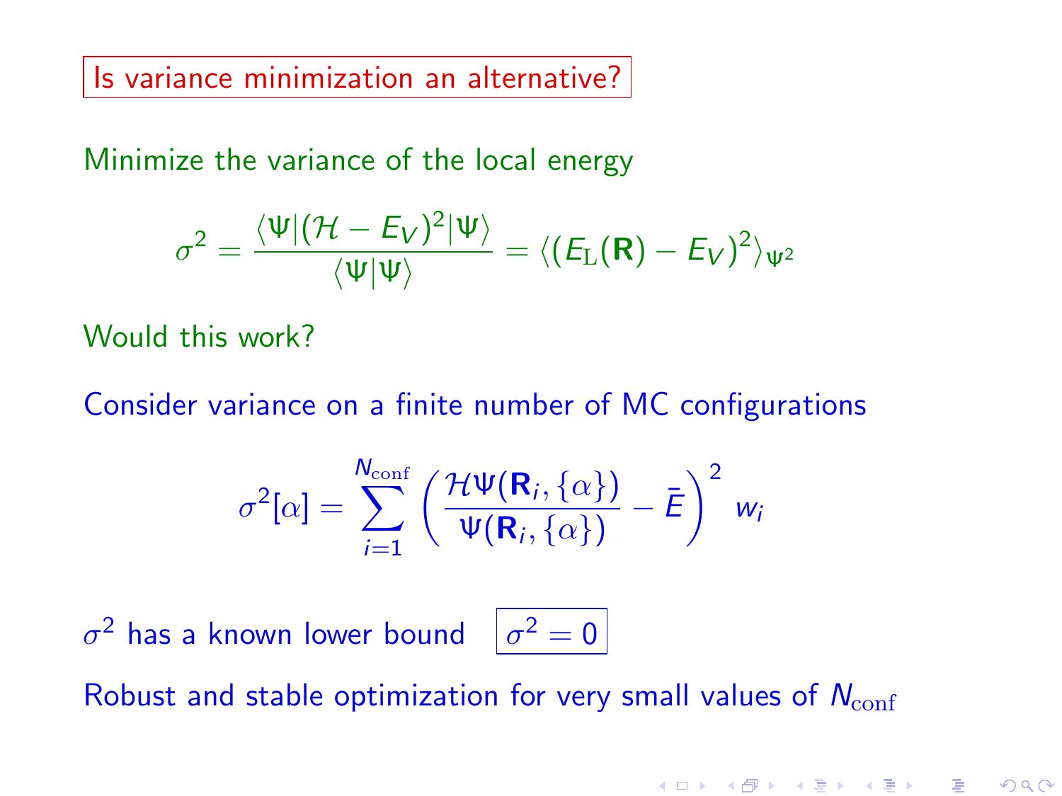## Is variance minimization an alternative?

Minimize the variance of the local energy

$$\sigma^2 = \frac{\langle\Psi|(\mathcal{H}-E_V)^2|\Psi\rangle}{\langle\Psi|\Psi\rangle} = \langle(E_{\mathrm{L}}(\mathbf{R})-E_V)^2\rangle_{\Psi^2}$$

Would this work?

Consider variance on a finite number of MC configurations

$$\sigma^2[\alpha] = \sum_{i=1}^{N_{\mathrm{conf}}} \left(\frac{\mathcal{H}\Psi(\mathbf{R}_i,\{\alpha\})}{\Psi(\mathbf{R}_i,\{\alpha\})} - \bar{E}\right)^2 w_i$$

$\sigma^2$ has a known lower bound $\boxed{\sigma^2 = 0}$

Robust and stable optimization for very small values of $N_{\mathrm{conf}}$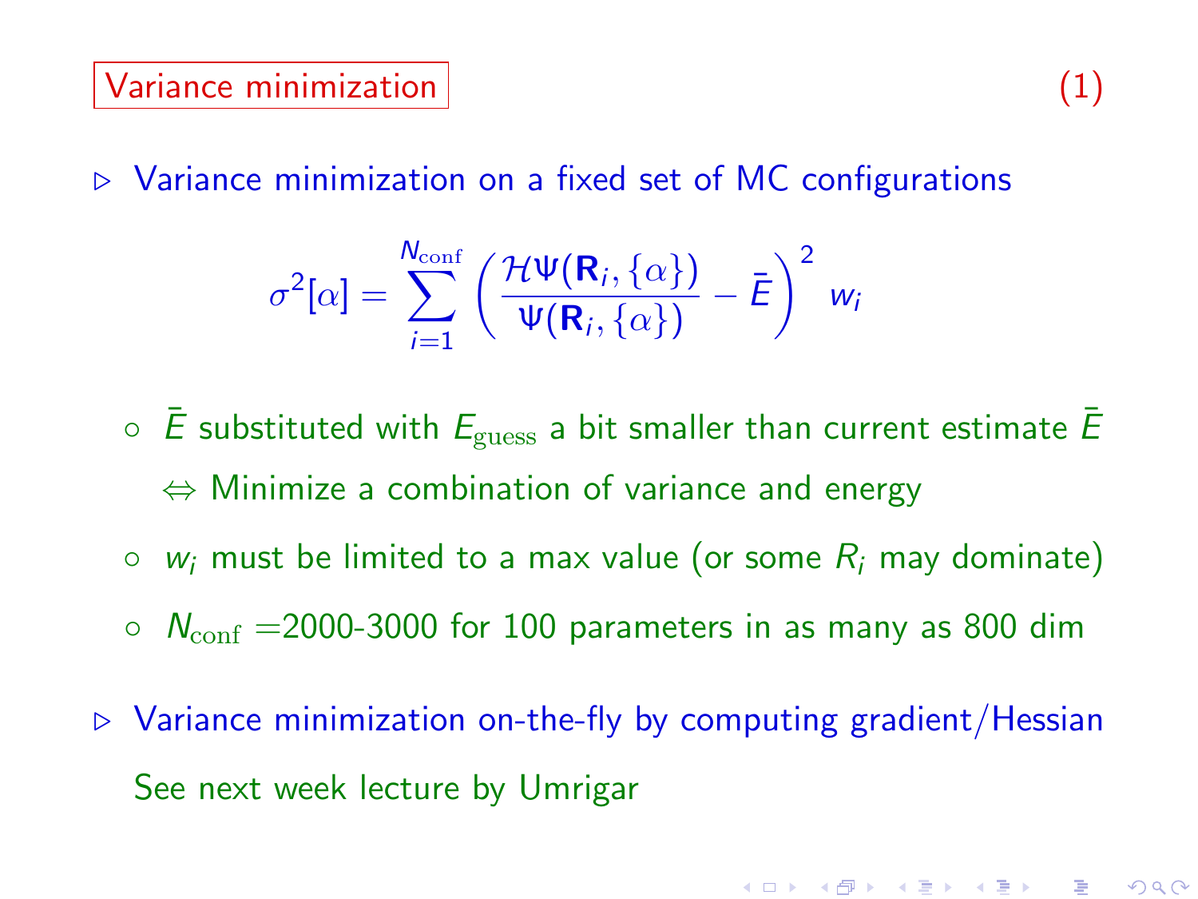## Variance minimization (1)

- Variance minimization on a fixed set of MC configurations

$$\sigma^2[\alpha] = \sum_{i=1}^{N_{\rm conf}} \left( \frac{\mathcal{H}\Psi(\mathbf{R}_i, \{\alpha\})}{\Psi(\mathbf{R}_i, \{\alpha\})} - \bar{E} \right)^2 w_i$$

  - $\bar{E}$ substituted with $E_{\rm guess}$ a bit smaller than current estimate $\bar{E}$
    $\Leftrightarrow$ Minimize a combination of variance and energy
  - $w_i$ must be limited to a max value (or some $R_i$ may dominate)
  - $N_{\rm conf}$ =2000-3000 for 100 parameters in as many as 800 dim

- Variance minimization on-the-fly by computing gradient/Hessian
  See next week lecture by Umrigar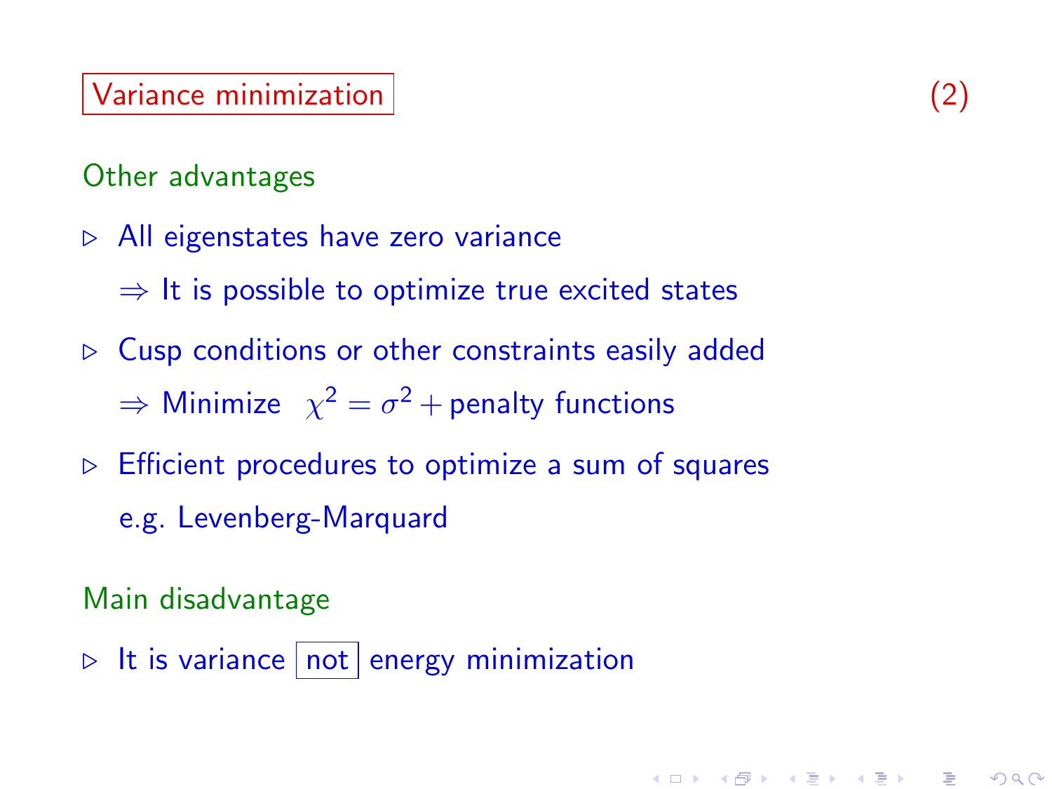# Variance minimization (2)

## Other advantages

- All eigenstates have zero variance

  $\Rightarrow$ It is possible to optimize true excited states

- Cusp conditions or other constraints easily added

  $\Rightarrow$ Minimize $\chi^2 = \sigma^2 +$ penalty functions

- Efficient procedures to optimize a sum of squares

  e.g. Levenberg-Marquard

## Main disadvantage

- It is variance **not** energy minimization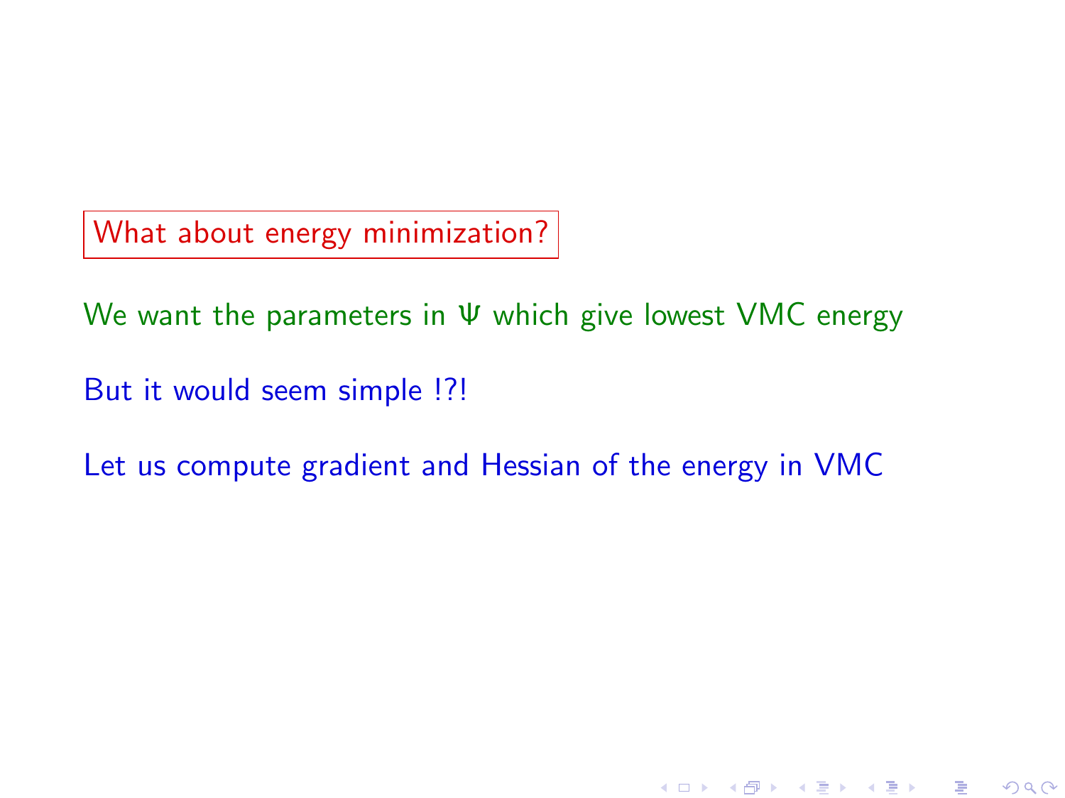## What about energy minimization?

We want the parameters in $\Psi$ which give lowest VMC energy

But it would seem simple !?!

Let us compute gradient and Hessian of the energy in VMC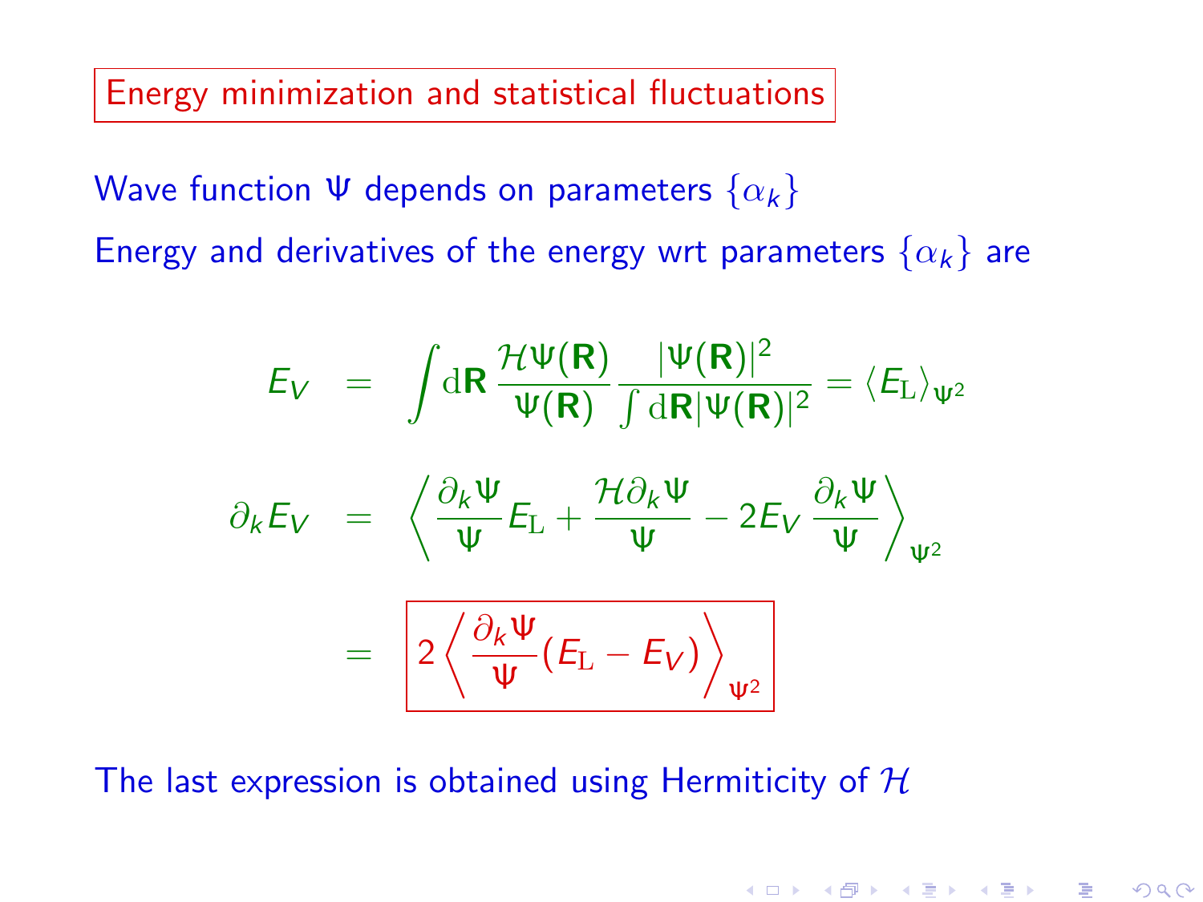# Energy minimization and statistical fluctuations

Wave function $\Psi$ depends on parameters $\{\alpha_k\}$

Energy and derivatives of the energy wrt parameters $\{\alpha_k\}$ are

$$
\begin{aligned}
E_V &= \int \mathrm{d}\mathbf{R} \, \frac{\mathcal{H}\Psi(\mathbf{R})}{\Psi(\mathbf{R})} \frac{|\Psi(\mathbf{R})|^2}{\int \mathrm{d}\mathbf{R} |\Psi(\mathbf{R})|^2} = \langle E_{\mathrm{L}} \rangle_{\Psi^2} \\
\partial_k E_V &= \left\langle \frac{\partial_k \Psi}{\Psi} E_{\mathrm{L}} + \frac{\mathcal{H} \partial_k \Psi}{\Psi} - 2 E_V \, \frac{\partial_k \Psi}{\Psi} \right\rangle_{\Psi^2} \\
&= \boxed{2 \left\langle \frac{\partial_k \Psi}{\Psi} (E_{\mathrm{L}} - E_V) \right\rangle_{\Psi^2}}
\end{aligned}
$$

The last expression is obtained using Hermiticity of $\mathcal{H}$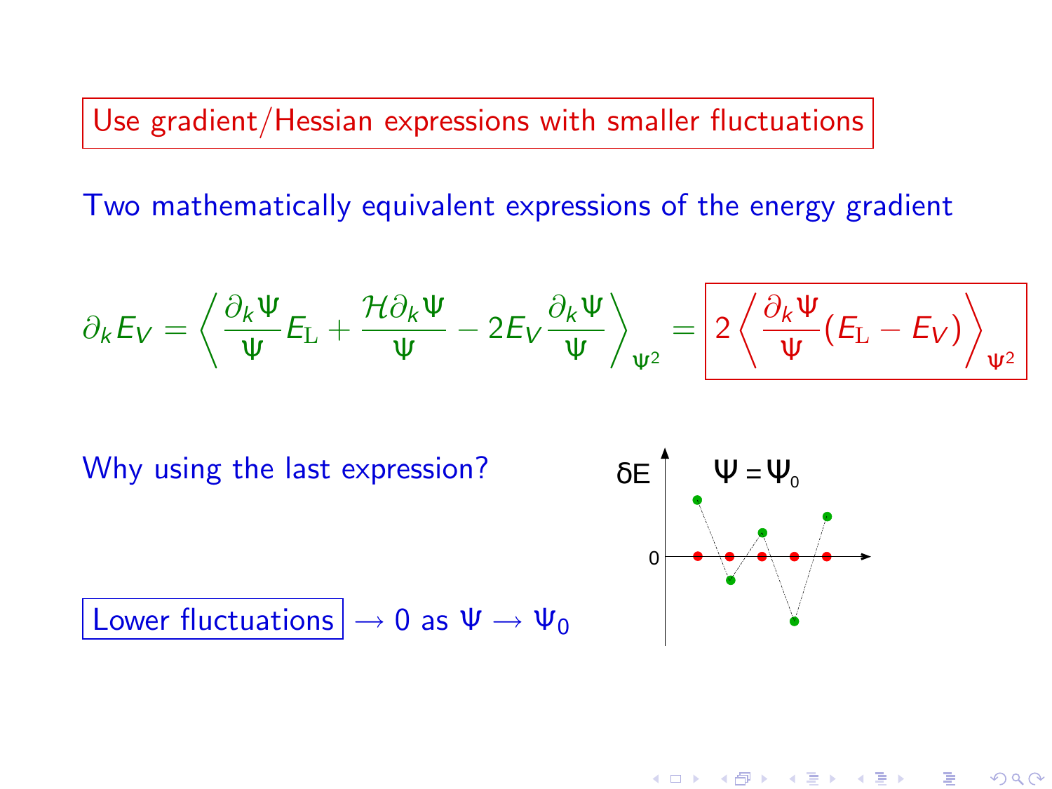Use gradient/Hessian expressions with smaller fluctuations

Two mathematically equivalent expressions of the energy gradient

$$\partial_k E_V = \left\langle \frac{\partial_k \Psi}{\Psi} E_{\rm L} + \frac{\mathcal{H}\partial_k \Psi}{\Psi} - 2E_V \frac{\partial_k \Psi}{\Psi} \right\rangle_{\Psi^2} = 2\left\langle \frac{\partial_k \Psi}{\Psi} (E_{\rm L} - E_V) \right\rangle_{\Psi^2}$$

Why using the last expression?

δE $\Psi = \Psi_0$

0

Lower fluctuations $\to 0$ as $\Psi \to \Psi_0$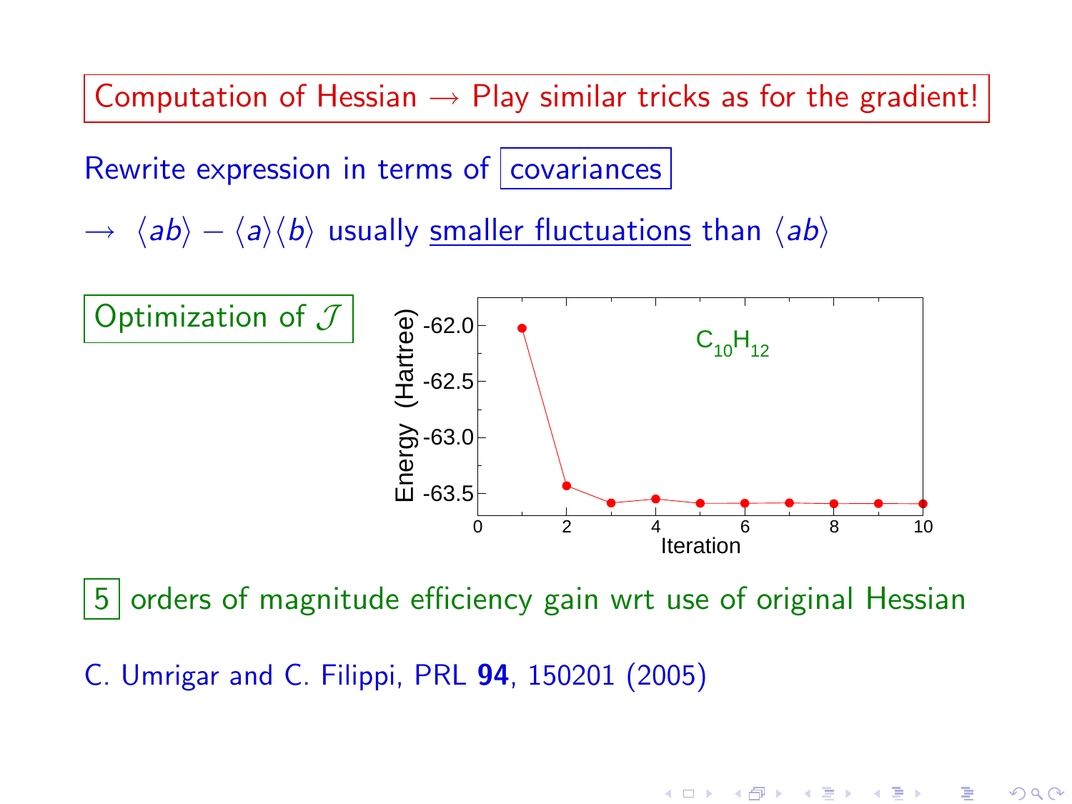Computation of Hessian → Play similar tricks as for the gradient!

Rewrite expression in terms of covariances

→ $\langle ab \rangle - \langle a \rangle \langle b \rangle$ usually smaller fluctuations than $\langle ab \rangle$

Optimization of $\mathcal{J}$

5 orders of magnitude efficiency gain wrt use of original Hessian

C. Umrigar and C. Filippi, PRL **94**, 150201 (2005)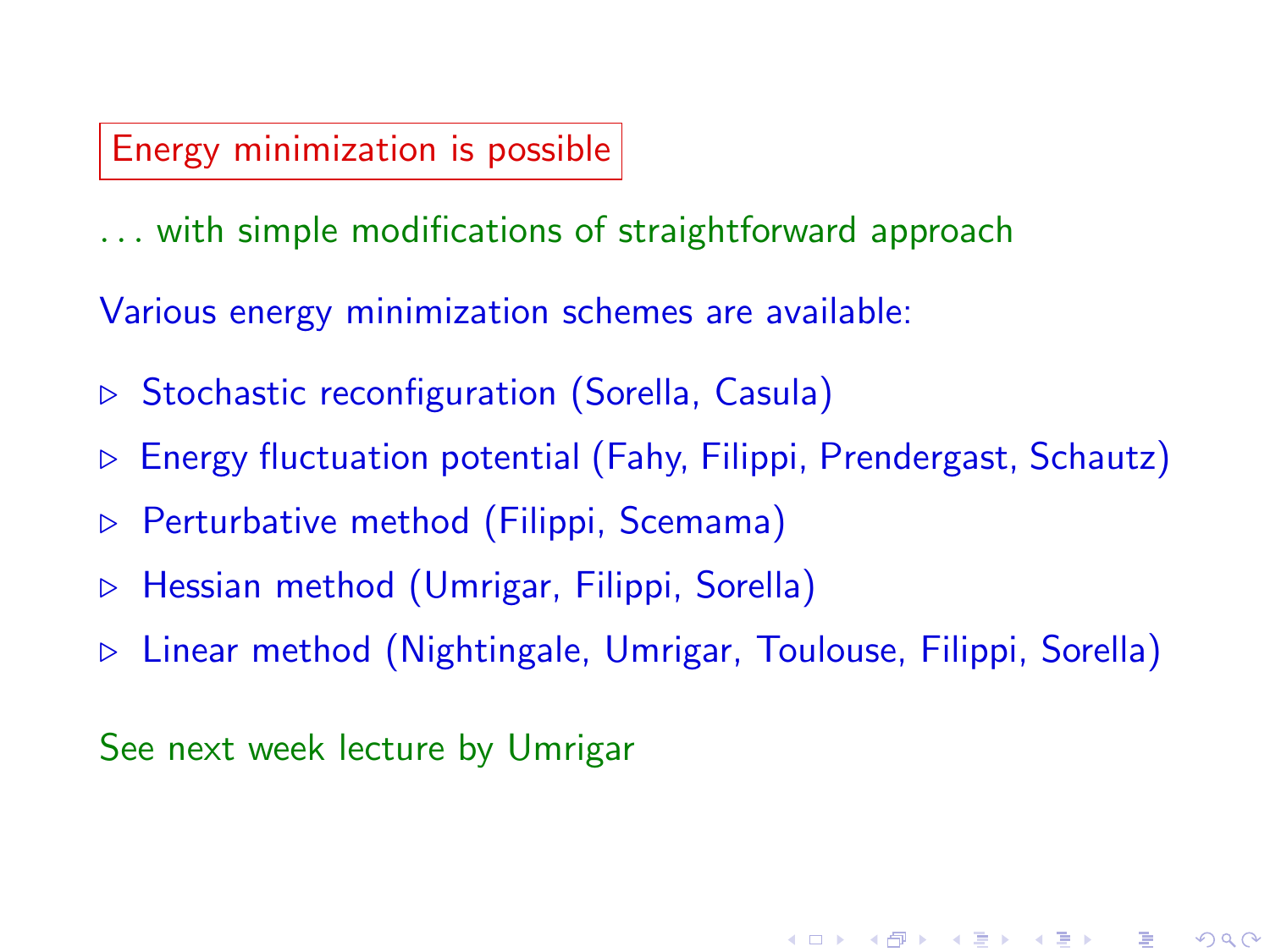**Energy minimization is possible**

. . . with simple modifications of straightforward approach

Various energy minimization schemes are available:

- Stochastic reconfiguration (Sorella, Casula)
- Energy fluctuation potential (Fahy, Filippi, Prendergast, Schautz)
- Perturbative method (Filippi, Scemama)
- Hessian method (Umrigar, Filippi, Sorella)
- Linear method (Nightingale, Umrigar, Toulouse, Filippi, Sorella)

See next week lecture by Umrigar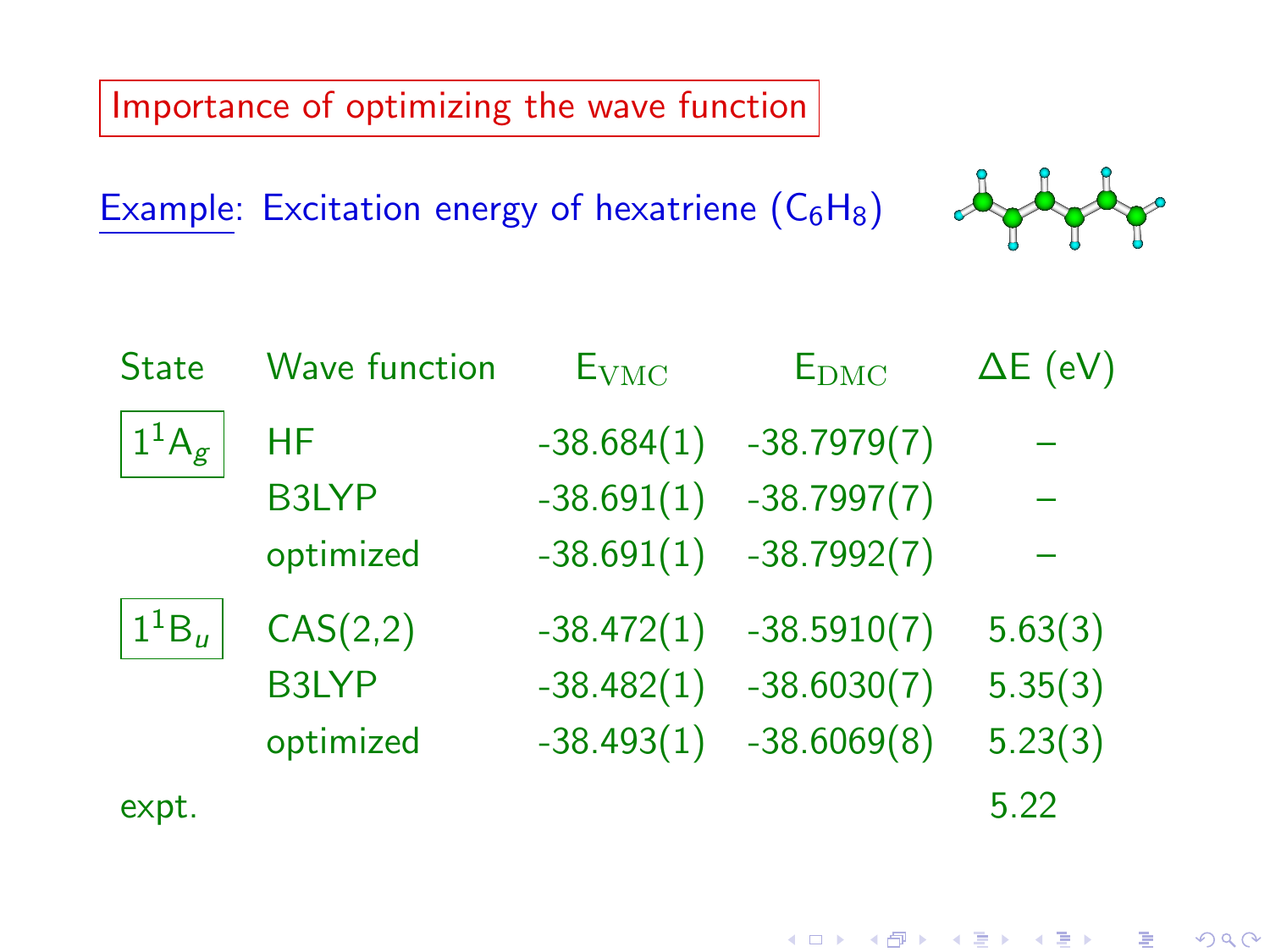# Importance of optimizing the wave function

Example: Excitation energy of hexatriene ($C_6H_8$)

| State | Wave function | $E_{\mathrm{VMC}}$ | $E_{\mathrm{DMC}}$ | $\Delta E$ (eV) |
|---|---|---|---|---|
| $1^1A_g$ | HF | -38.684(1) | -38.7979(7) | – |
| | B3LYP | -38.691(1) | -38.7997(7) | – |
| | optimized | -38.691(1) | -38.7992(7) | – |
| $1^1B_u$ | CAS(2,2) | -38.472(1) | -38.5910(7) | 5.63(3) |
| | B3LYP | -38.482(1) | -38.6030(7) | 5.35(3) |
| | optimized | -38.493(1) | -38.6069(8) | 5.23(3) |
| expt. | | | | 5.22 |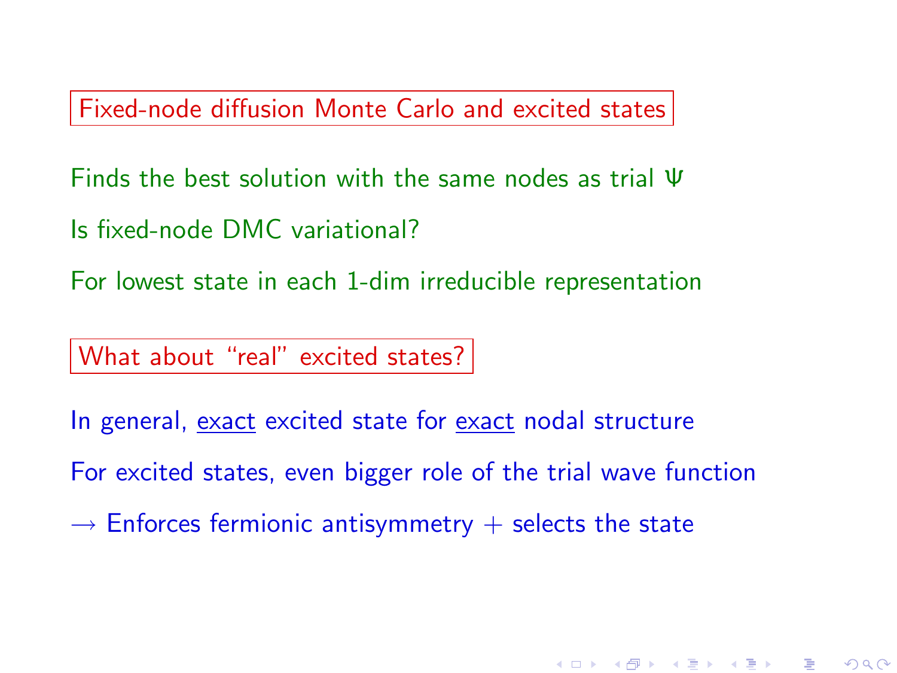## Fixed-node diffusion Monte Carlo and excited states

Finds the best solution with the same nodes as trial $\Psi$

Is fixed-node DMC variational?

For lowest state in each 1-dim irreducible representation

## What about “real” excited states?

In general, <u>exact</u> excited state for <u>exact</u> nodal structure

For excited states, even bigger role of the trial wave function

$\rightarrow$ Enforces fermionic antisymmetry + selects the state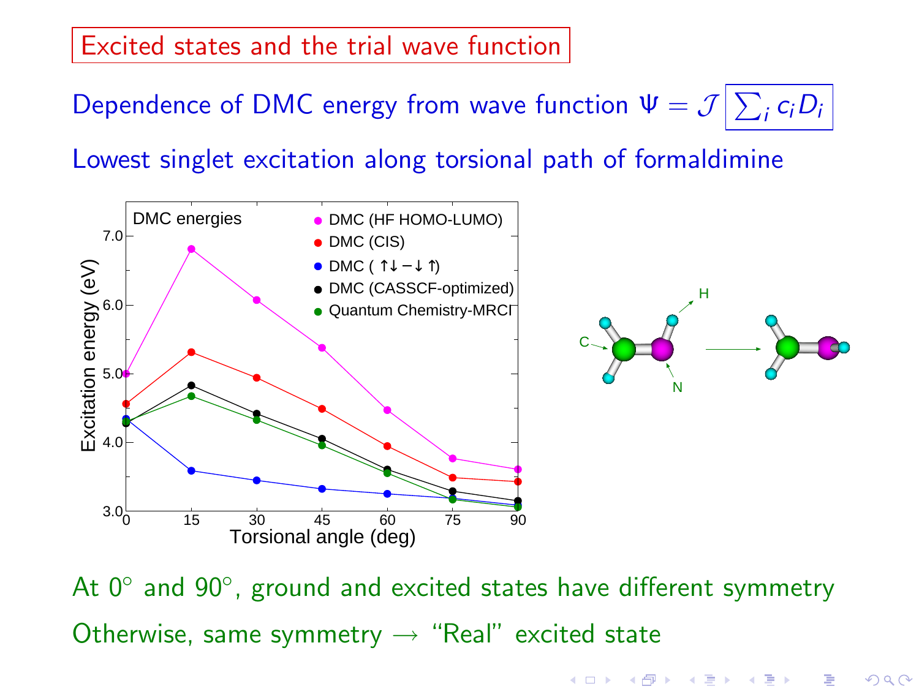# Excited states and the trial wave function

Dependence of DMC energy from wave function $\Psi = \mathcal{J} \boxed{\sum_i c_i D_i}$

Lowest singlet excitation along torsional path of formaldimine

At 0° and 90°, ground and excited states have different symmetry

Otherwise, same symmetry → "Real" excited state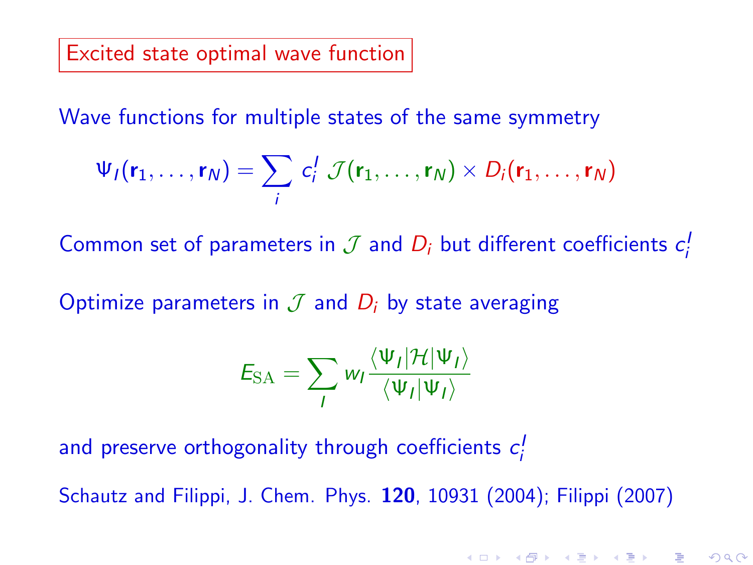## Excited state optimal wave function

Wave functions for multiple states of the same symmetry

$$\Psi_I(\mathbf{r}_1,\ldots,\mathbf{r}_N) = \sum_i c_i^I \, \mathcal{J}(\mathbf{r}_1,\ldots,\mathbf{r}_N) \times D_i(\mathbf{r}_1,\ldots,\mathbf{r}_N)$$

Common set of parameters in $\mathcal{J}$ and $D_i$ but different coefficients $c_i^I$

Optimize parameters in $\mathcal{J}$ and $D_i$ by state averaging

$$E_{\mathrm{SA}} = \sum_I w_I \frac{\langle \Psi_I | \mathcal{H} | \Psi_I \rangle}{\langle \Psi_I | \Psi_I \rangle}$$

and preserve orthogonality through coefficients $c_i^I$

Schautz and Filippi, J. Chem. Phys. **120**, 10931 (2004); Filippi (2007)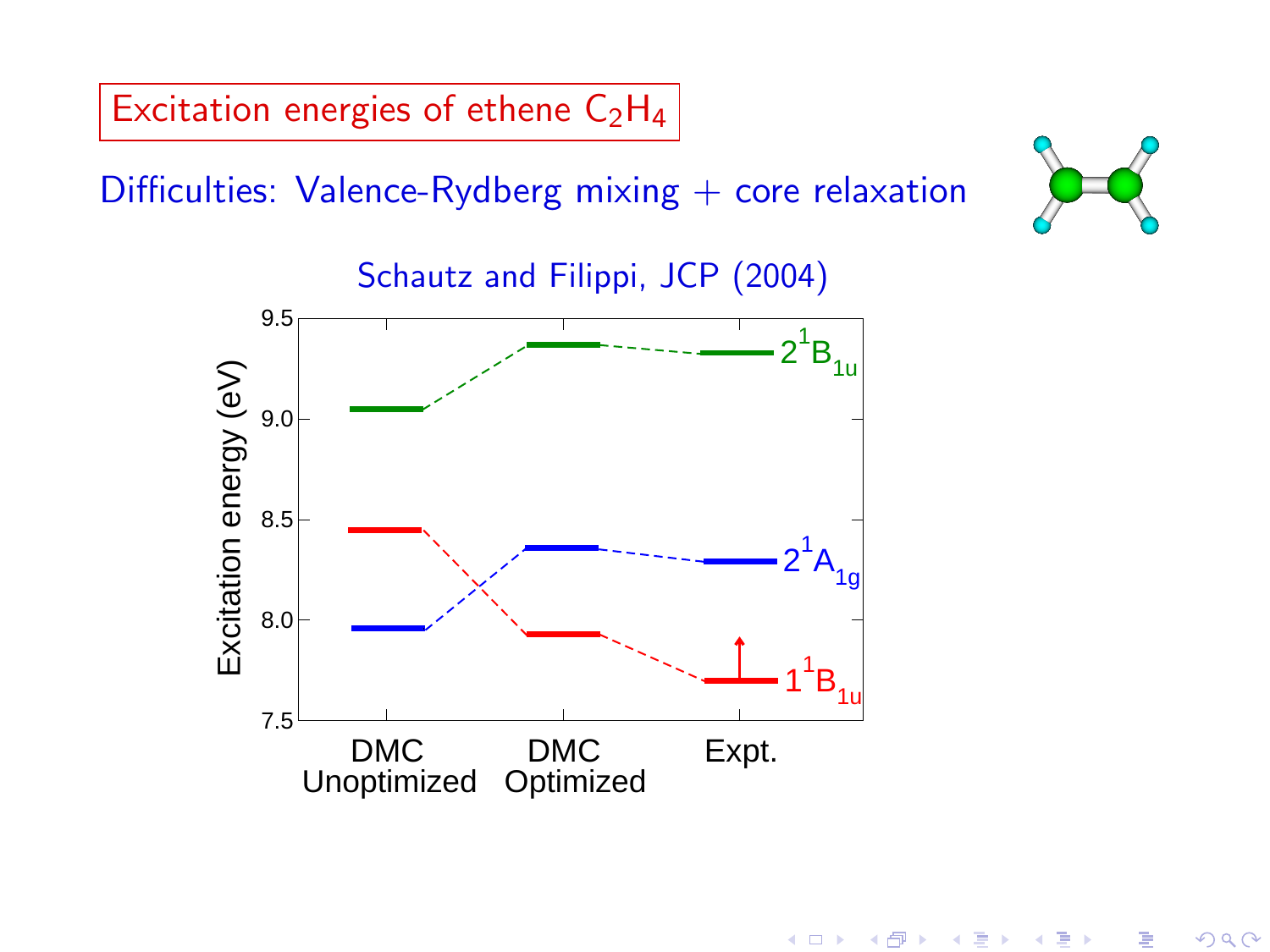# Excitation energies of ethene $C_2H_4$

Difficulties: Valence-Rydberg mixing + core relaxation

Schautz and Filippi, JCP (2004)

Excitation energy (eV)

$2^1B_{1u}$

$2^1A_{1g}$

$1^1B_{1u}$

DMC Unoptimized | DMC Optimized | Expt.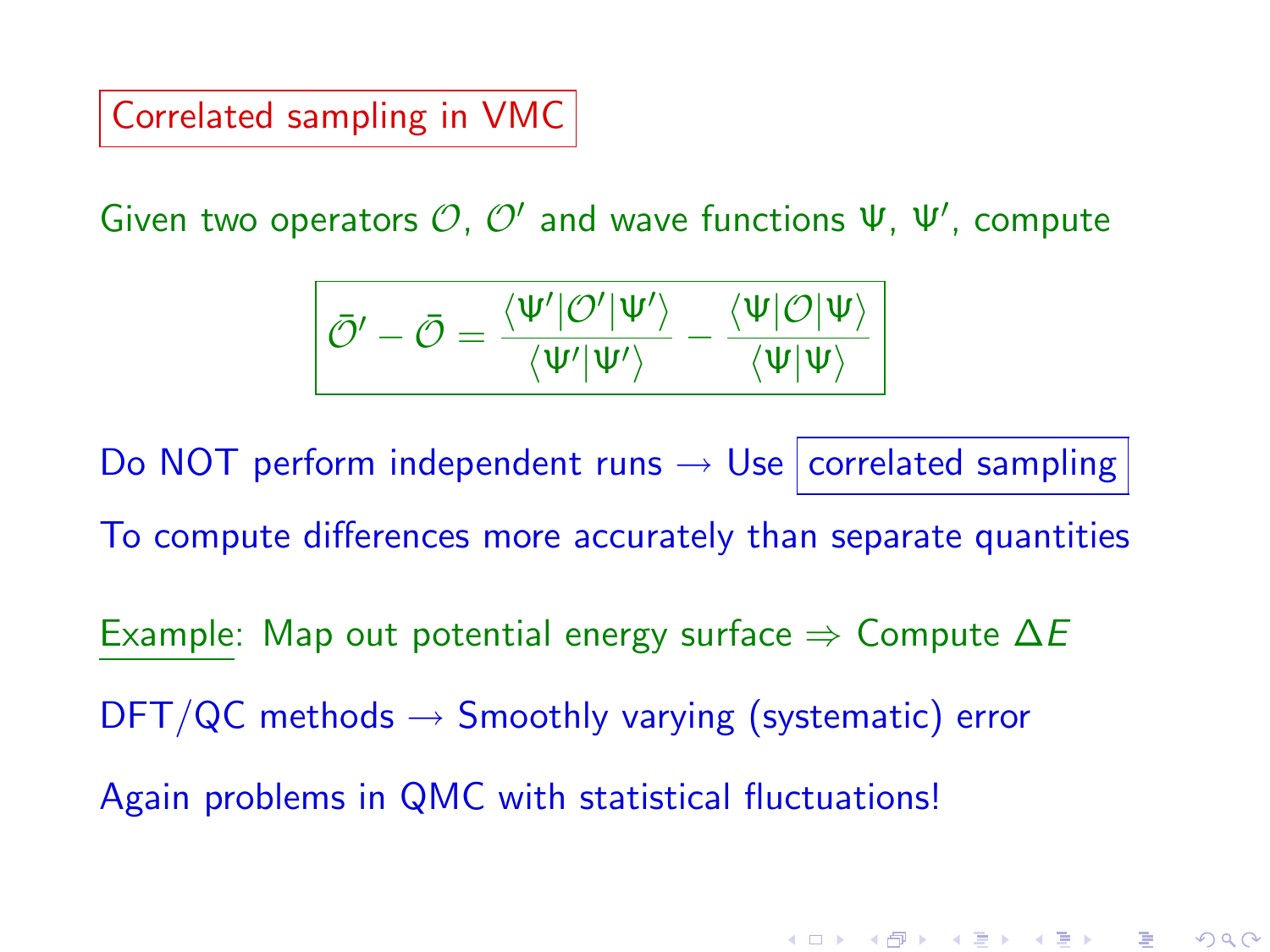## Correlated sampling in VMC

Given two operators $\mathcal{O}$, $\mathcal{O}'$ and wave functions $\Psi$, $\Psi'$, compute

$$\bar{\mathcal{O}}' - \bar{\mathcal{O}} = \frac{\langle \Psi' | \mathcal{O}' | \Psi' \rangle}{\langle \Psi' | \Psi' \rangle} - \frac{\langle \Psi | \mathcal{O} | \Psi \rangle}{\langle \Psi | \Psi \rangle}$$

Do NOT perform independent runs $\rightarrow$ Use correlated sampling

To compute differences more accurately than separate quantities

Example: Map out potential energy surface $\Rightarrow$ Compute $\Delta E$

DFT/QC methods $\rightarrow$ Smoothly varying (systematic) error

Again problems in QMC with statistical fluctuations!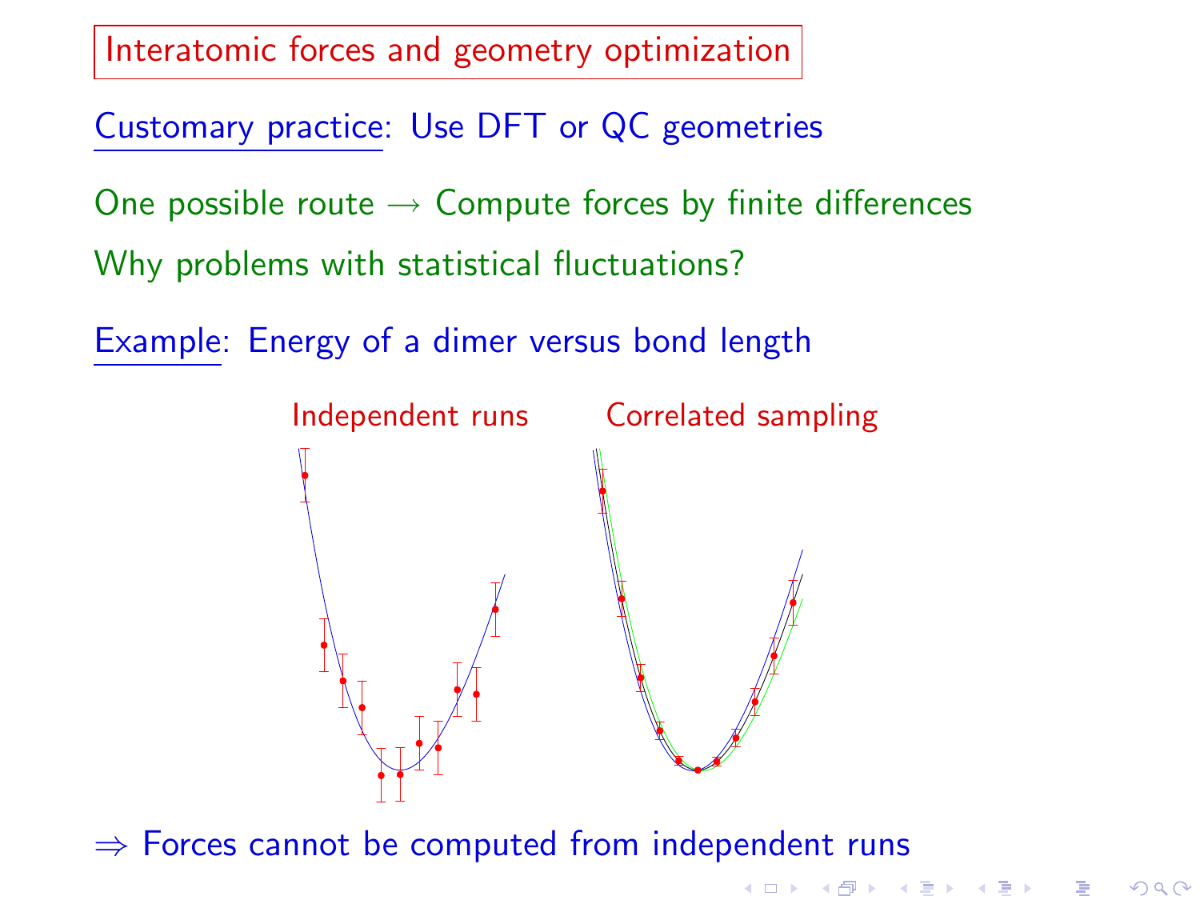# Interatomic forces and geometry optimization

Customary practice: Use DFT or QC geometries

One possible route → Compute forces by finite differences

Why problems with statistical fluctuations?

Example: Energy of a dimer versus bond length

Independent runs          Correlated sampling

⇒ Forces cannot be computed from independent runs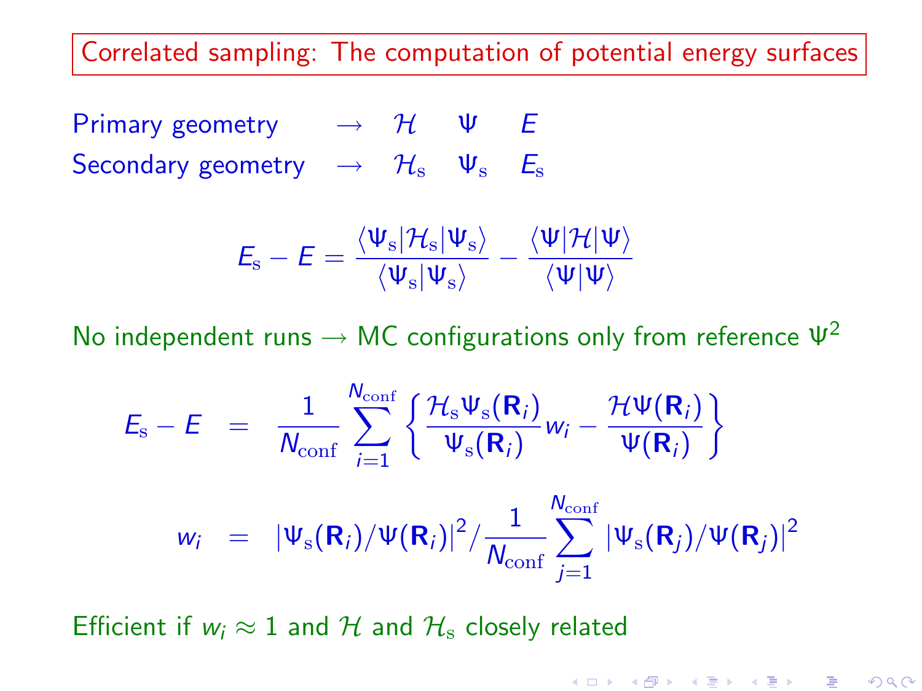## Correlated sampling: The computation of potential energy surfaces

Primary geometry $\rightarrow$ $\mathcal{H}$ $\Psi$ $E$

Secondary geometry $\rightarrow$ $\mathcal{H}_{\rm s}$ $\Psi_{\rm s}$ $E_{\rm s}$

$$E_{\rm s} - E = \frac{\langle \Psi_{\rm s} | \mathcal{H}_{\rm s} | \Psi_{\rm s} \rangle}{\langle \Psi_{\rm s} | \Psi_{\rm s} \rangle} - \frac{\langle \Psi | \mathcal{H} | \Psi \rangle}{\langle \Psi | \Psi \rangle}$$

No independent runs $\rightarrow$ MC configurations only from reference $\Psi^2$

$$E_{\rm s} - E = \frac{1}{N_{\rm conf}} \sum_{i=1}^{N_{\rm conf}} \left\{ \frac{\mathcal{H}_{\rm s} \Psi_{\rm s}(\mathbf{R}_i)}{\Psi_{\rm s}(\mathbf{R}_i)} w_i - \frac{\mathcal{H} \Psi(\mathbf{R}_i)}{\Psi(\mathbf{R}_i)} \right\}$$

$$w_i = |\Psi_{\rm s}(\mathbf{R}_i)/\Psi(\mathbf{R}_i)|^2 / \frac{1}{N_{\rm conf}} \sum_{j=1}^{N_{\rm conf}} |\Psi_{\rm s}(\mathbf{R}_j)/\Psi(\mathbf{R}_j)|^2$$

Efficient if $w_i \approx 1$ and $\mathcal{H}$ and $\mathcal{H}_{\rm s}$ closely related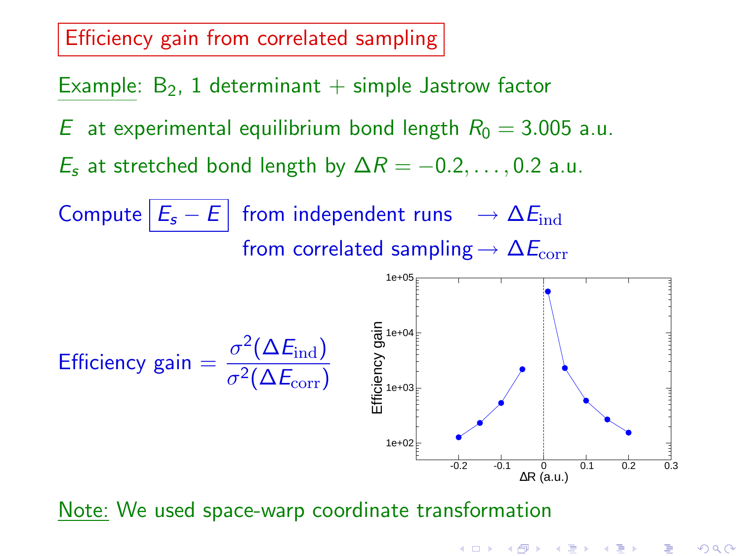# Efficiency gain from correlated sampling

Example: $B_2$, 1 determinant + simple Jastrow factor

$E$ at experimental equilibrium bond length $R_0 = 3.005$ a.u.

$E_s$ at stretched bond length by $\Delta R = -0.2, \ldots, 0.2$ a.u.

Compute $\boxed{E_s - E}$ from independent runs $\rightarrow \Delta E_{\mathrm{ind}}$

from correlated sampling $\rightarrow \Delta E_{\mathrm{corr}}$

$$\text{Efficiency gain} = \frac{\sigma^2(\Delta E_{\mathrm{ind}})}{\sigma^2(\Delta E_{\mathrm{corr}})}$$

Note: We used space-warp coordinate transformation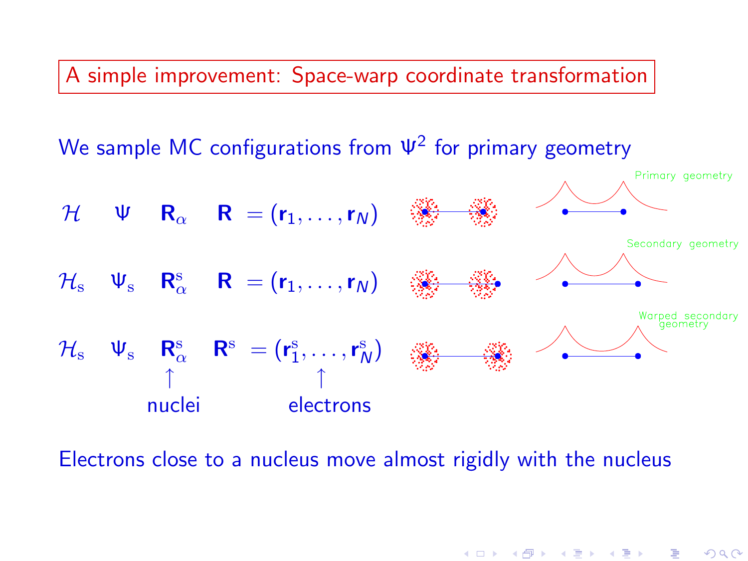## A simple improvement: Space-warp coordinate transformation

We sample MC configurations from $\Psi^2$ for primary geometry

$\mathcal{H}$ $\quad \Psi \quad \mathbf{R}_\alpha \quad \mathbf{R} = (\mathbf{r}_1, \ldots, \mathbf{r}_N)$

$\mathcal{H}_\mathrm{s} \quad \Psi_\mathrm{s} \quad \mathbf{R}^\mathrm{s}_\alpha \quad \mathbf{R} = (\mathbf{r}_1, \ldots, \mathbf{r}_N)$

$\mathcal{H}_\mathrm{s} \quad \Psi_\mathrm{s} \quad \mathbf{R}^\mathrm{s}_\alpha \quad \mathbf{R}^\mathrm{s} = (\mathbf{r}^\mathrm{s}_1, \ldots, \mathbf{r}^\mathrm{s}_N)$

↑ nuclei ↑ electrons

Primary geometry

Secondary geometry

Warped secondary geometry

Electrons close to a nucleus move almost rigidly with the nucleus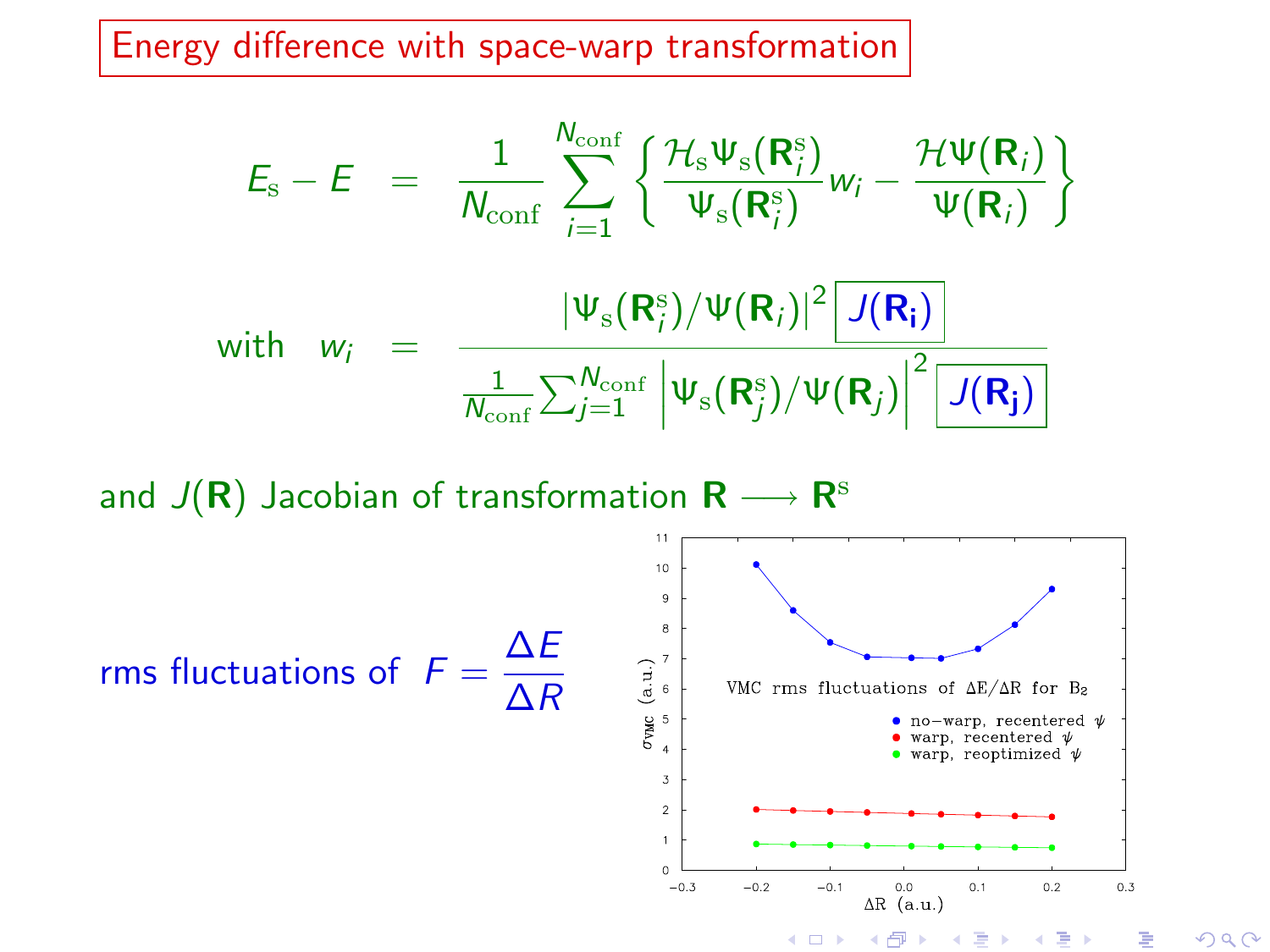# Energy difference with space-warp transformation

$$E_s - E = \frac{1}{N_{\rm conf}} \sum_{i=1}^{N_{\rm conf}} \left\{ \frac{\mathcal{H}_s \Psi_s(\mathbf{R}_i^s)}{\Psi_s(\mathbf{R}_i^s)} w_i - \frac{\mathcal{H}\Psi(\mathbf{R}_i)}{\Psi(\mathbf{R}_i)} \right\}$$

$$\text{with} \quad w_i = \frac{\left|\Psi_s(\mathbf{R}_i^s)/\Psi(\mathbf{R}_i)\right|^2 \boxed{J(\mathbf{R_i})}}{\frac{1}{N_{\rm conf}} \sum_{j=1}^{N_{\rm conf}} \left|\Psi_s(\mathbf{R}_j^s)/\Psi(\mathbf{R}_j)\right|^2 \boxed{J(\mathbf{R_j})}}$$

and $J(\mathbf{R})$ Jacobian of transformation $\mathbf{R} \longrightarrow \mathbf{R}^s$

rms fluctuations of $F = \dfrac{\Delta E}{\Delta R}$

VMC rms fluctuations of $\Delta E/\Delta R$ for $B_2$

- no−warp, recentered $\psi$
- warp, recentered $\psi$
- warp, reoptimized $\psi$

$\sigma_{\rm VMC}$ (a.u.) vs. $\Delta R$ (a.u.)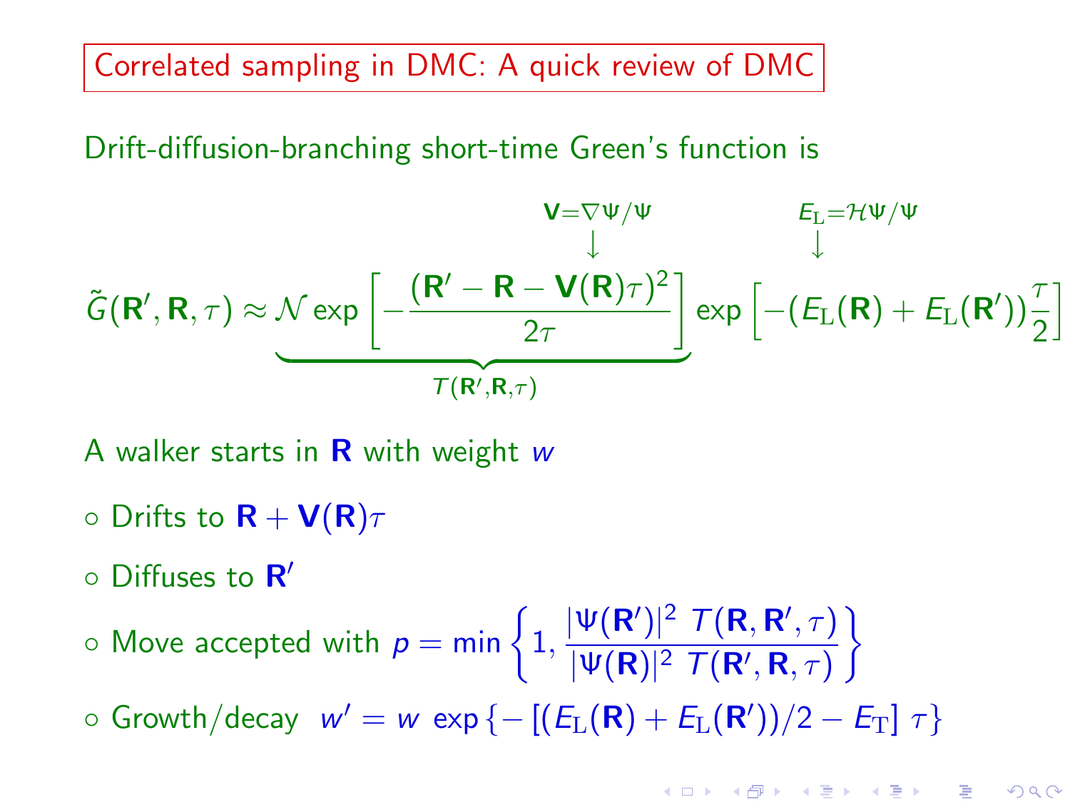## Correlated sampling in DMC: A quick review of DMC

Drift-diffusion-branching short-time Green's function is

$$\tilde{G}(\mathbf{R}',\mathbf{R},\tau) \approx \underbrace{\mathcal{N} \exp\left[-\frac{(\mathbf{R}'-\mathbf{R}-\overset{\overset{\mathbf{V}=\nabla\Psi/\Psi}{\downarrow}}{\mathbf{V}(\mathbf{R})}\tau)^2}{2\tau}\right]}_{T(\mathbf{R}',\mathbf{R},\tau)} \exp\left[-(\overset{\overset{E_{\mathrm{L}}=\mathcal{H}\Psi/\Psi}{\downarrow}}{E_{\mathrm{L}}(\mathbf{R})}+E_{\mathrm{L}}(\mathbf{R}'))\frac{\tau}{2}\right]$$

A walker starts in $\mathbf{R}$ with weight $w$

- Drifts to $\mathbf{R}+\mathbf{V}(\mathbf{R})\tau$
- Diffuses to $\mathbf{R}'$
- Move accepted with $p = \min\left\{1, \frac{|\Psi(\mathbf{R}')|^2 \; T(\mathbf{R},\mathbf{R}',\tau)}{|\Psi(\mathbf{R})|^2 \; T(\mathbf{R}',\mathbf{R},\tau)}\right\}$
- Growth/decay $w' = w \; \exp\left\{-\left[(E_{\mathrm{L}}(\mathbf{R})+E_{\mathrm{L}}(\mathbf{R}'))/2 - E_{\mathrm{T}}\right]\tau\right\}$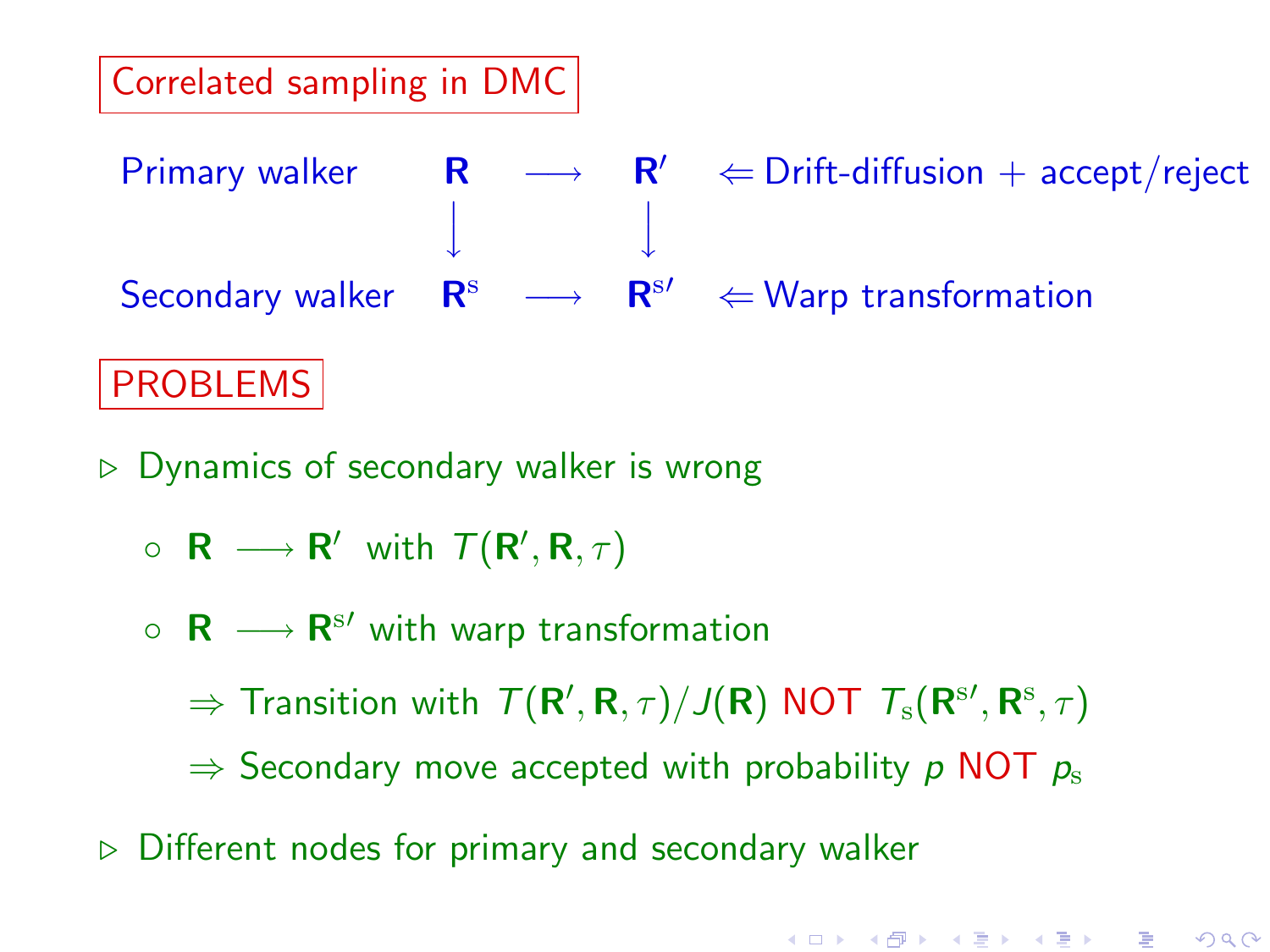## Correlated sampling in DMC

$$
\begin{array}{llcl}
\text{Primary walker} & \mathbf{R} \longrightarrow \mathbf{R}' & \Leftarrow & \text{Drift-diffusion + accept/reject} \\
 & \downarrow \qquad\quad \downarrow & & \\
\text{Secondary walker} & \mathbf{R}^{\mathrm{s}} \longrightarrow \mathbf{R}^{\mathrm{s}\prime} & \Leftarrow & \text{Warp transformation}
\end{array}
$$

## PROBLEMS

- Dynamics of secondary walker is wrong
  - $\mathbf{R} \longrightarrow \mathbf{R}'$ with $T(\mathbf{R}', \mathbf{R}, \tau)$
  - $\mathbf{R} \longrightarrow \mathbf{R}^{\mathrm{s}\prime}$ with warp transformation

    $\Rightarrow$ Transition with $T(\mathbf{R}', \mathbf{R}, \tau)/J(\mathbf{R})$ NOT $T_{\mathrm{s}}(\mathbf{R}^{\mathrm{s}\prime}, \mathbf{R}^{\mathrm{s}}, \tau)$

    $\Rightarrow$ Secondary move accepted with probability $p$ NOT $p_{\mathrm{s}}$
- Different nodes for primary and secondary walker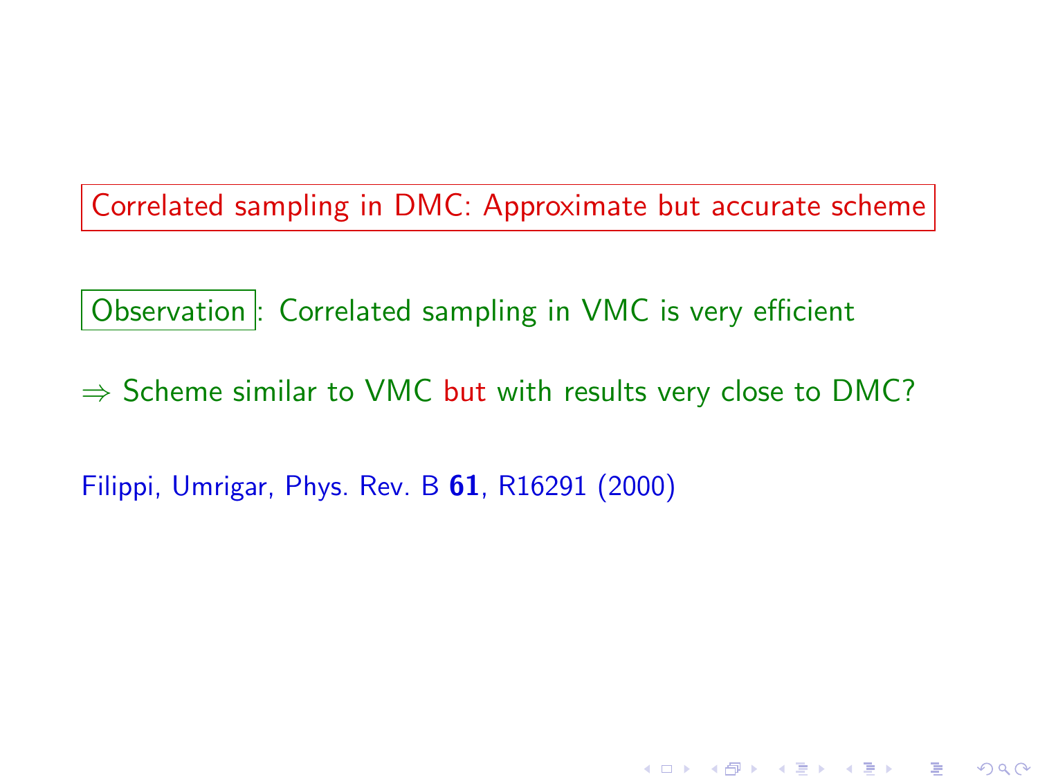## Correlated sampling in DMC: Approximate but accurate scheme

**Observation**: Correlated sampling in VMC is very efficient

$\Rightarrow$ Scheme similar to VMC but with results very close to DMC?

Filippi, Umrigar, Phys. Rev. B **61**, R16291 (2000)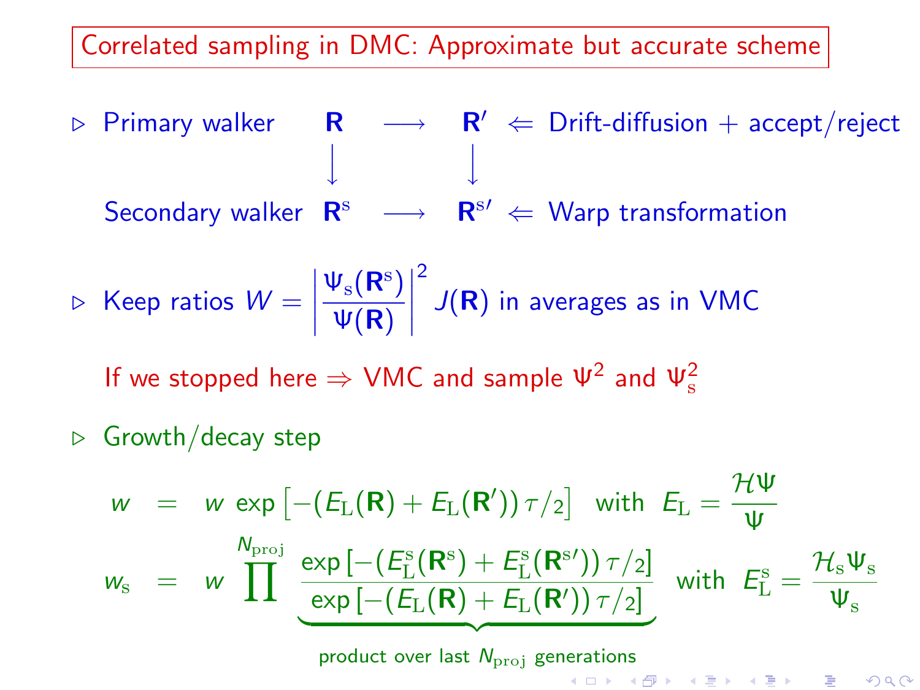# Correlated sampling in DMC: Approximate but accurate scheme

▷ Primary walker $\mathbf{R} \longrightarrow \mathbf{R}'$ ⇐ Drift-diffusion + accept/reject

$$
\begin{array}{lccc}
\text{Primary walker} & \mathbf{R} & \longrightarrow & \mathbf{R}' \\
 & \downarrow & & \downarrow \\
\text{Secondary walker} & \mathbf{R}^{\mathrm{s}} & \longrightarrow & \mathbf{R}^{\mathrm{s}\prime}
\end{array}
$$

Secondary walker $\mathbf{R}^{\mathrm{s}} \longrightarrow \mathbf{R}^{\mathrm{s}\prime}$ ⇐ Warp transformation

▷ Keep ratios $W = \left|\dfrac{\Psi_{\mathrm{s}}(\mathbf{R}^{\mathrm{s}})}{\Psi(\mathbf{R})}\right|^2 J(\mathbf{R})$ in averages as in VMC

If we stopped here ⇒ VMC and sample $\Psi^2$ and $\Psi_{\mathrm{s}}^2$

▷ Growth/decay step

$$
\begin{aligned}
w &= w \, \exp\left[-(E_{\mathrm{L}}(\mathbf{R}) + E_{\mathrm{L}}(\mathbf{R}'))\,\tau/2\right] \quad \text{with} \quad E_{\mathrm{L}} = \frac{\mathcal{H}\Psi}{\Psi} \\
w_{\mathrm{s}} &= w \prod^{N_{\mathrm{proj}}} \underbrace{\frac{\exp\left[-(E_{\mathrm{L}}^{\mathrm{s}}(\mathbf{R}^{\mathrm{s}}) + E_{\mathrm{L}}^{\mathrm{s}}(\mathbf{R}^{\mathrm{s}\prime}))\,\tau/2\right]}{\exp\left[-(E_{\mathrm{L}}(\mathbf{R}) + E_{\mathrm{L}}(\mathbf{R}'))\,\tau/2\right]}}_{\text{product over last } N_{\mathrm{proj}} \text{ generations}} \quad \text{with} \quad E_{\mathrm{L}}^{\mathrm{s}} = \frac{\mathcal{H}_{\mathrm{s}}\Psi_{\mathrm{s}}}{\Psi_{\mathrm{s}}}
\end{aligned}
$$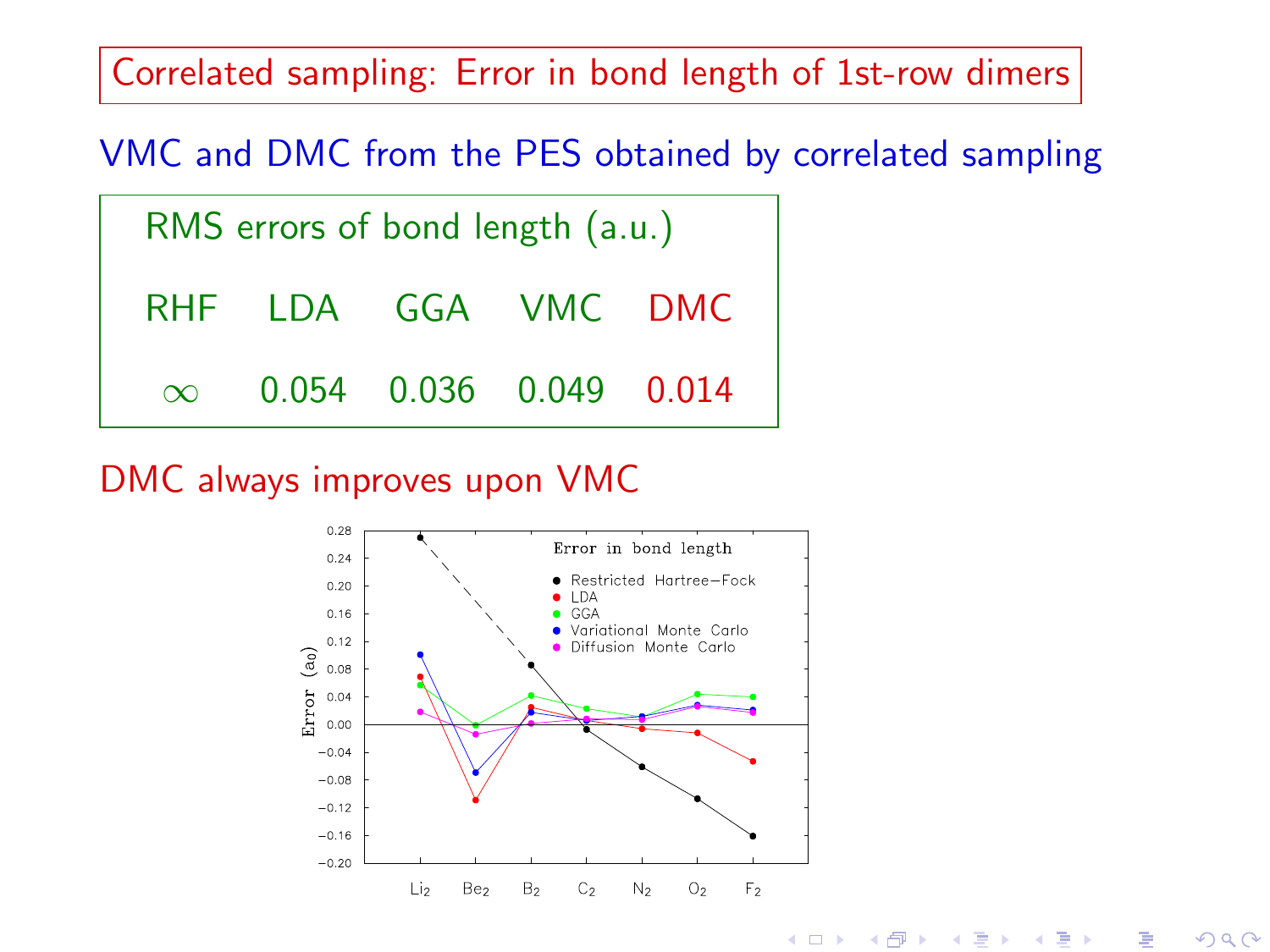# Correlated sampling: Error in bond length of 1st-row dimers

VMC and DMC from the PES obtained by correlated sampling

RMS errors of bond length (a.u.)

| RHF | LDA | GGA | VMC | DMC |
|---|---|---|---|---|
| $\infty$ | 0.054 | 0.036 | 0.049 | 0.014 |

DMC always improves upon VMC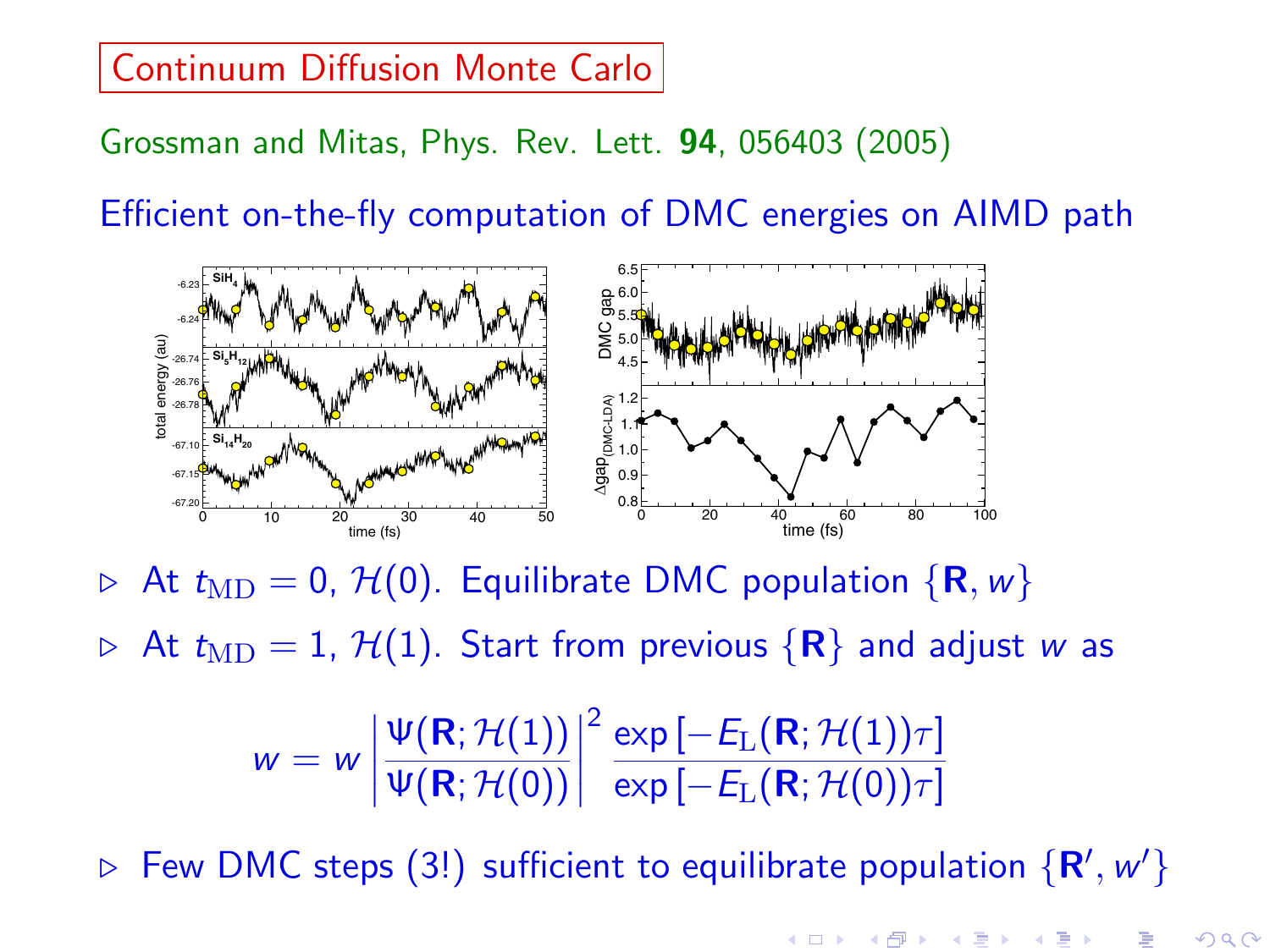## Continuum Diffusion Monte Carlo

Grossman and Mitas, Phys. Rev. Lett. **94**, 056403 (2005)

Efficient on-the-fly computation of DMC energies on AIMD path

- At $t_{\text{MD}} = 0$, $\mathcal{H}(0)$. Equilibrate DMC population $\{\mathbf{R}, w\}$
- At $t_{\text{MD}} = 1$, $\mathcal{H}(1)$. Start from previous $\{\mathbf{R}\}$ and adjust $w$ as

$$w = w \left| \frac{\Psi(\mathbf{R}; \mathcal{H}(1))}{\Psi(\mathbf{R}; \mathcal{H}(0))} \right|^2 \frac{\exp\left[-E_{\text{L}}(\mathbf{R}; \mathcal{H}(1))\tau\right]}{\exp\left[-E_{\text{L}}(\mathbf{R}; \mathcal{H}(0))\tau\right]}$$

- Few DMC steps (3!) sufficient to equilibrate population $\{\mathbf{R}', w'\}$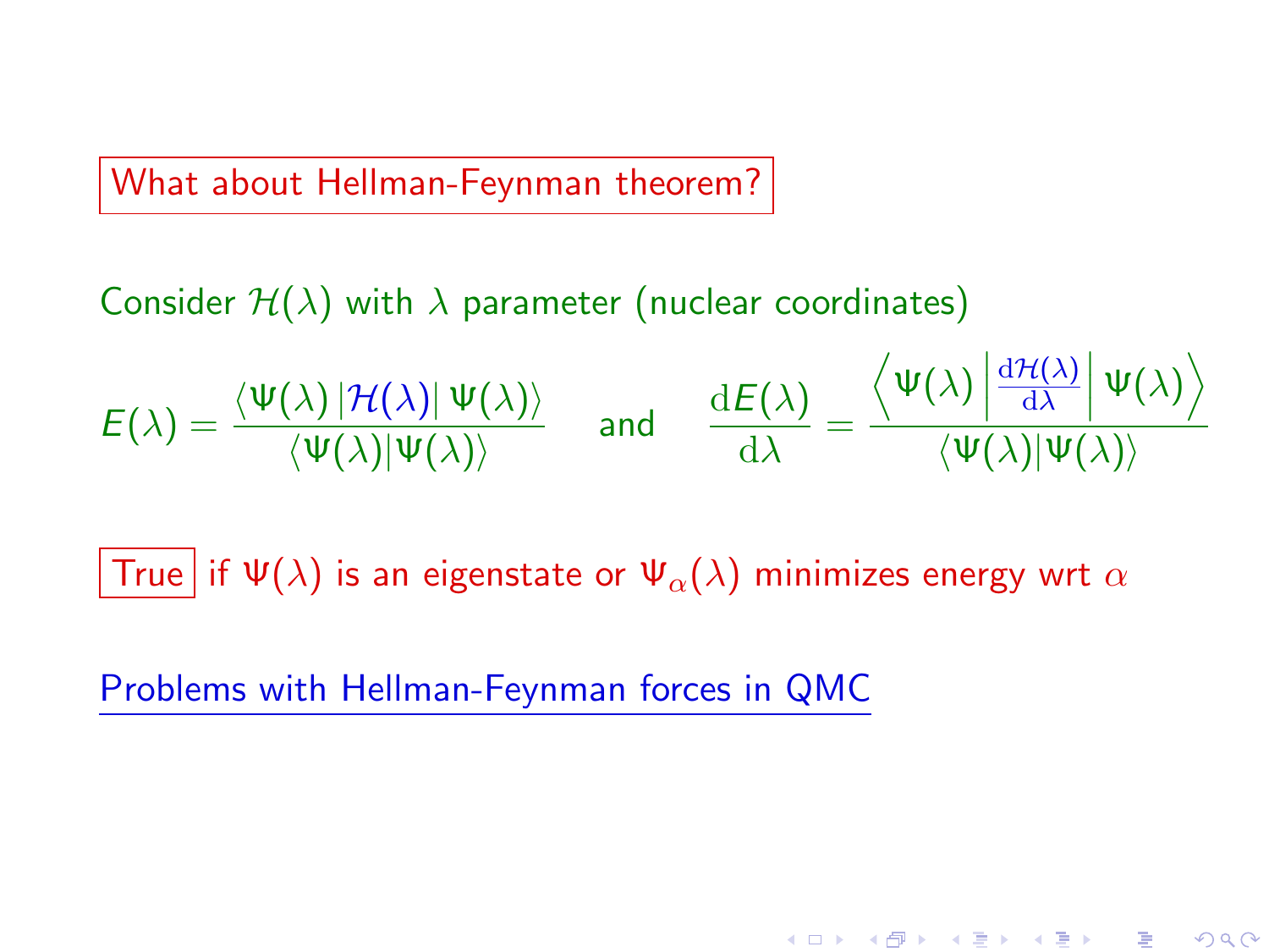## What about Hellman-Feynman theorem?

Consider $\mathcal{H}(\lambda)$ with $\lambda$ parameter (nuclear coordinates)

$$E(\lambda) = \frac{\langle \Psi(\lambda) | \mathcal{H}(\lambda) | \Psi(\lambda) \rangle}{\langle \Psi(\lambda) | \Psi(\lambda) \rangle} \quad \text{and} \quad \frac{\mathrm{d}E(\lambda)}{\mathrm{d}\lambda} = \frac{\left\langle \Psi(\lambda) \left| \frac{\mathrm{d}\mathcal{H}(\lambda)}{\mathrm{d}\lambda} \right| \Psi(\lambda) \right\rangle}{\langle \Psi(\lambda) | \Psi(\lambda) \rangle}$$

True if $\Psi(\lambda)$ is an eigenstate or $\Psi_\alpha(\lambda)$ minimizes energy wrt $\alpha$

Problems with Hellman-Feynman forces in QMC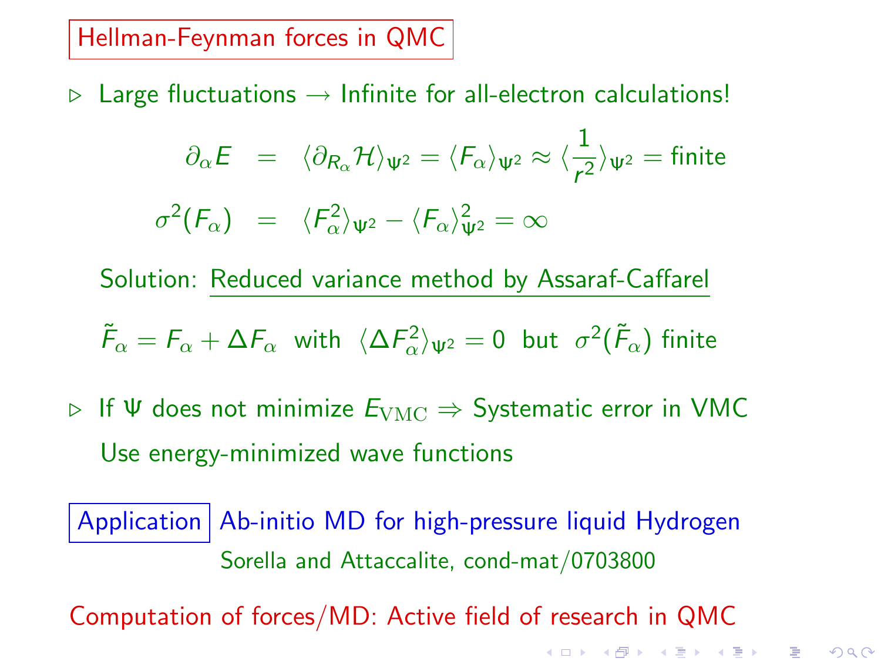## Hellman-Feynman forces in QMC

▷ Large fluctuations → Infinite for all-electron calculations!

$$
\begin{aligned}
\partial_\alpha E &= \langle \partial_{R_\alpha} \mathcal{H} \rangle_{\Psi^2} = \langle F_\alpha \rangle_{\Psi^2} \approx \langle \frac{1}{r^2} \rangle_{\Psi^2} = \text{finite} \\
\sigma^2(F_\alpha) &= \langle F_\alpha^2 \rangle_{\Psi^2} - \langle F_\alpha \rangle_{\Psi^2}^2 = \infty
\end{aligned}
$$

Solution: Reduced variance method by Assaraf-Caffarel

$\tilde{F}_\alpha = F_\alpha + \Delta F_\alpha$ with $\langle \Delta F_\alpha^2 \rangle_{\Psi^2} = 0$ but $\sigma^2(\tilde{F}_\alpha)$ finite

▷ If $\Psi$ does not minimize $E_{\rm VMC}$ ⇒ Systematic error in VMC

Use energy-minimized wave functions

**Application** Ab-initio MD for high-pressure liquid Hydrogen

Sorella and Attaccalite, cond-mat/0703800

Computation of forces/MD: Active field of research in QMC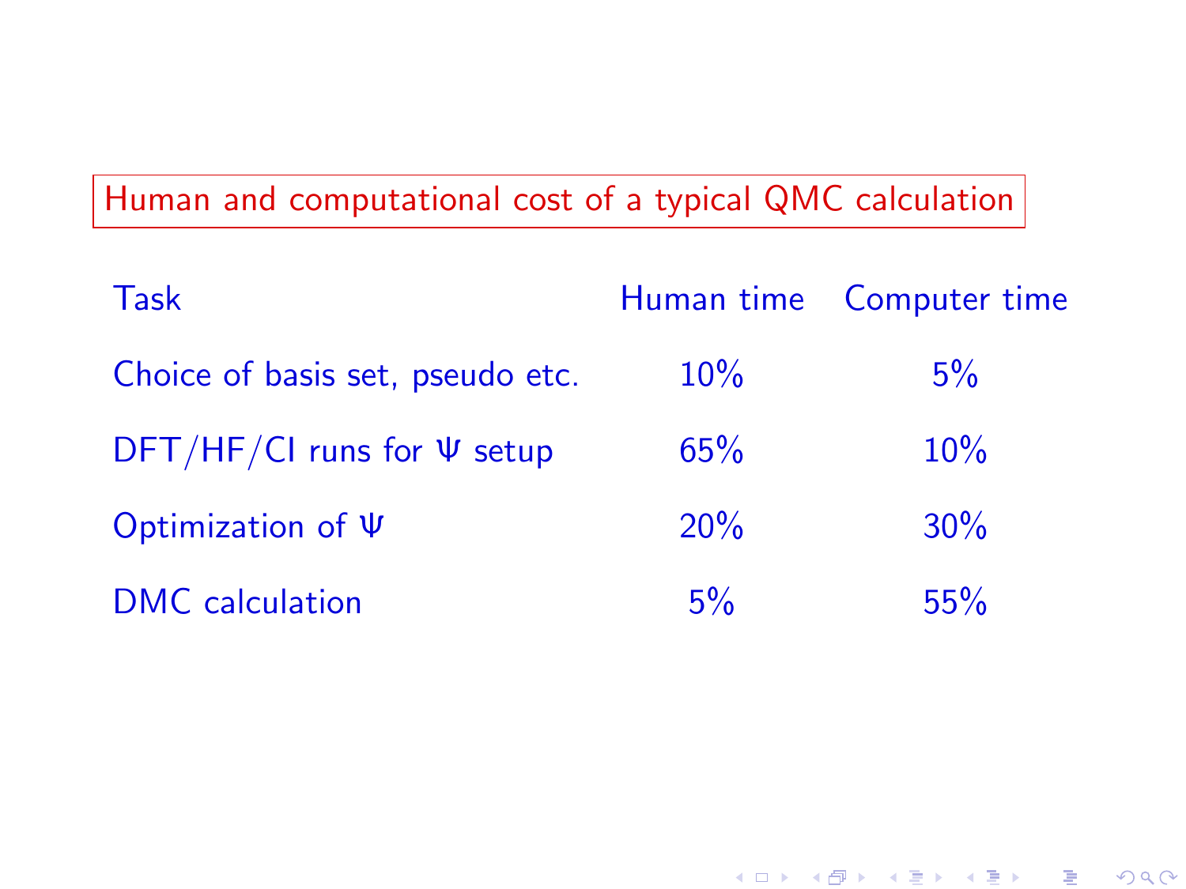## Human and computational cost of a typical QMC calculation

| Task | Human time | Computer time |
| --- | --- | --- |
| Choice of basis set, pseudo etc. | 10% | 5% |
| DFT/HF/CI runs for $\Psi$ setup | 65% | 10% |
| Optimization of $\Psi$ | 20% | 30% |
| DMC calculation | 5% | 55% |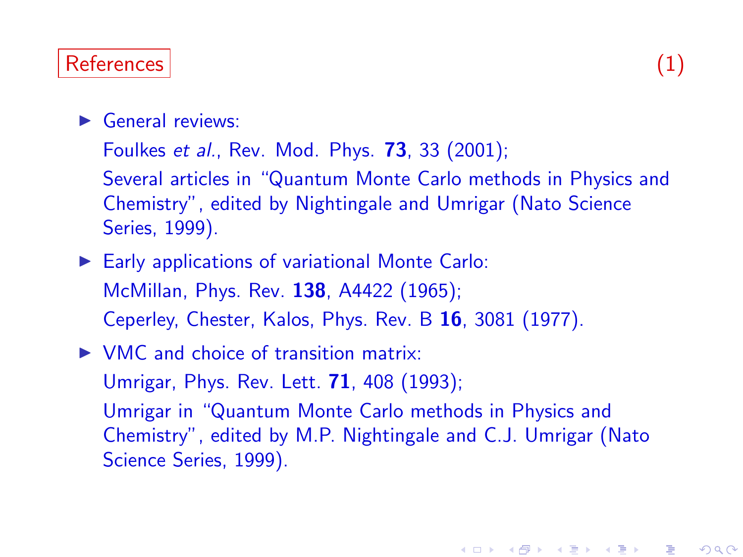## References (1)

- General reviews:

  Foulkes *et al.*, Rev. Mod. Phys. **73**, 33 (2001);

  Several articles in "Quantum Monte Carlo methods in Physics and Chemistry", edited by Nightingale and Umrigar (Nato Science Series, 1999).

- Early applications of variational Monte Carlo:

  McMillan, Phys. Rev. **138**, A4422 (1965);

  Ceperley, Chester, Kalos, Phys. Rev. B **16**, 3081 (1977).

- VMC and choice of transition matrix:

  Umrigar, Phys. Rev. Lett. **71**, 408 (1993);

  Umrigar in "Quantum Monte Carlo methods in Physics and Chemistry", edited by M.P. Nightingale and C.J. Umrigar (Nato Science Series, 1999).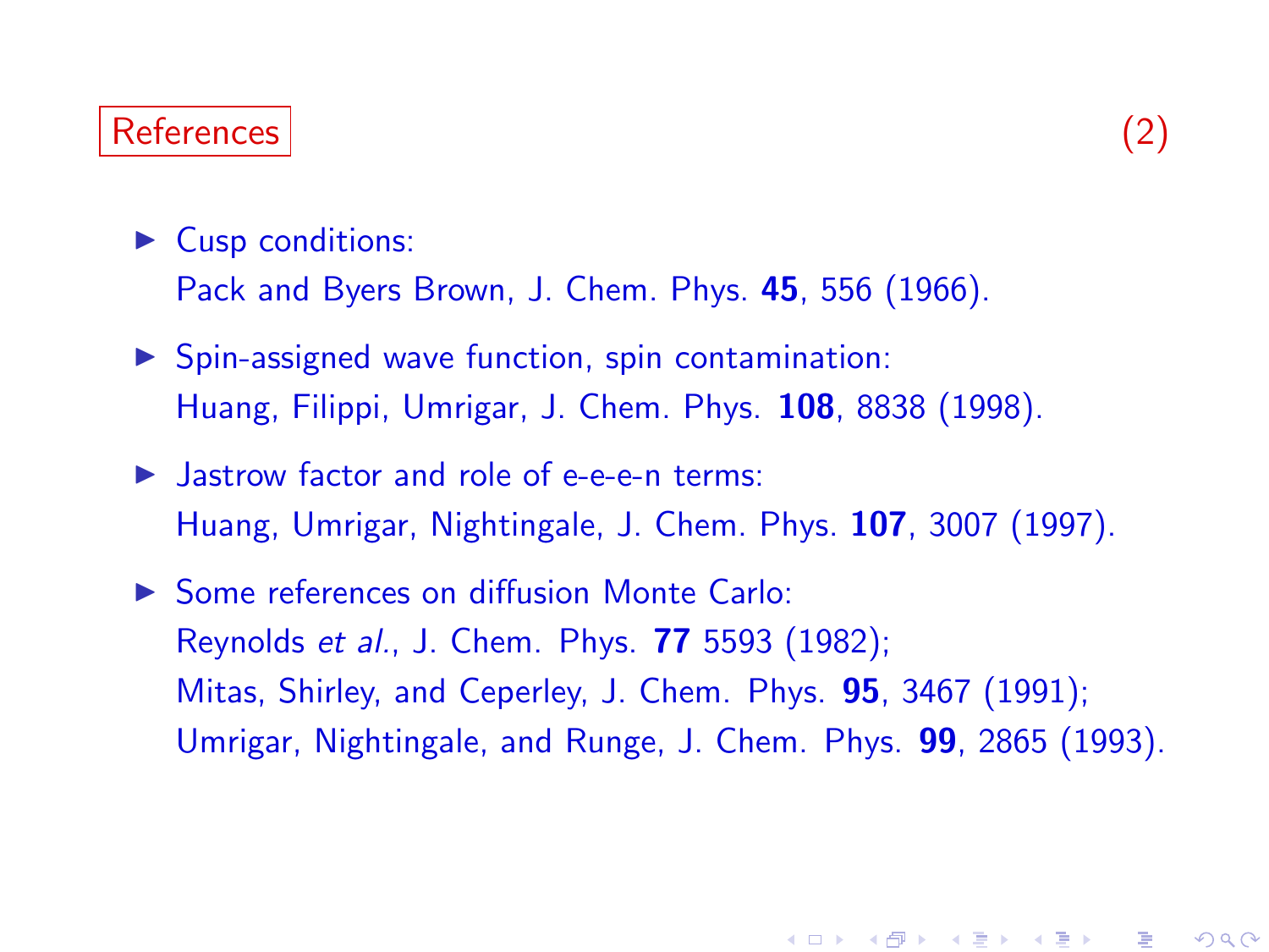## References (2)

- Cusp conditions:
  Pack and Byers Brown, J. Chem. Phys. **45**, 556 (1966).
- Spin-assigned wave function, spin contamination:
  Huang, Filippi, Umrigar, J. Chem. Phys. **108**, 8838 (1998).
- Jastrow factor and role of e-e-e-n terms:
  Huang, Umrigar, Nightingale, J. Chem. Phys. **107**, 3007 (1997).
- Some references on diffusion Monte Carlo:
  Reynolds *et al.*, J. Chem. Phys. **77** 5593 (1982);
  Mitas, Shirley, and Ceperley, J. Chem. Phys. **95**, 3467 (1991);
  Umrigar, Nightingale, and Runge, J. Chem. Phys. **99**, 2865 (1993).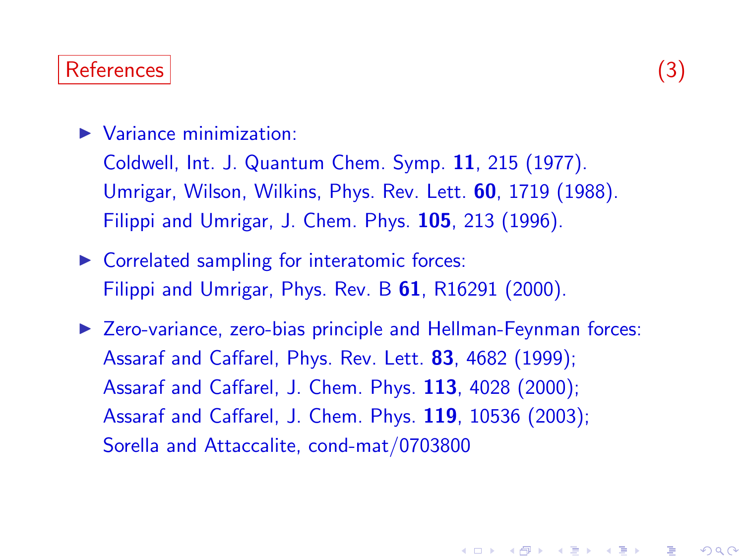## References (3)

- Variance minimization:
  Coldwell, Int. J. Quantum Chem. Symp. **11**, 215 (1977).
  Umrigar, Wilson, Wilkins, Phys. Rev. Lett. **60**, 1719 (1988).
  Filippi and Umrigar, J. Chem. Phys. **105**, 213 (1996).
- Correlated sampling for interatomic forces:
  Filippi and Umrigar, Phys. Rev. B **61**, R16291 (2000).
- Zero-variance, zero-bias principle and Hellman-Feynman forces:
  Assaraf and Caffarel, Phys. Rev. Lett. **83**, 4682 (1999);
  Assaraf and Caffarel, J. Chem. Phys. **113**, 4028 (2000);
  Assaraf and Caffarel, J. Chem. Phys. **119**, 10536 (2003);
  Sorella and Attaccalite, cond-mat/0703800